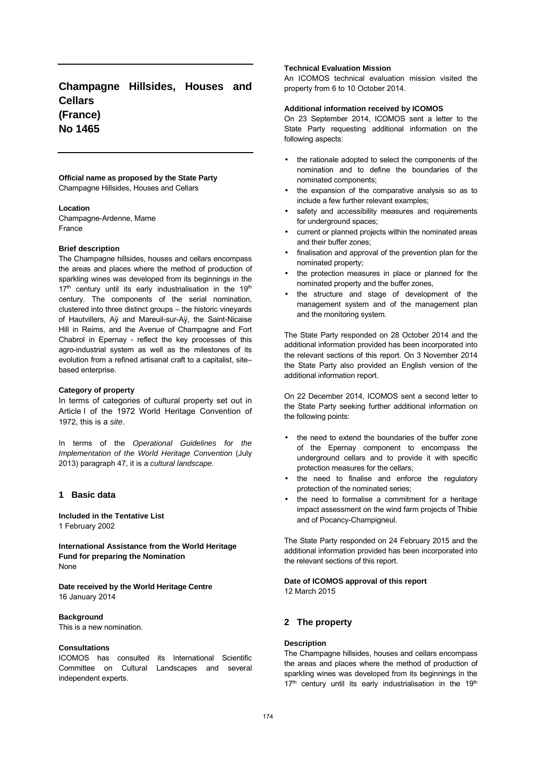# Champagne Hillsides, Houses and Cellars (France) No 1465

**Official name as proposed by the State Party**
Champagne Hillsides, Houses and Cellars

**Location**
Champagne-Ardenne, Marne
France

**Brief description**
The Champagne hillsides, houses and cellars encompass the areas and places where the method of production of sparkling wines was developed from its beginnings in the 17th century until its early industrialisation in the 19th century. The components of the serial nomination, clustered into three distinct groups – the historic vineyards of Hautvillers, Aÿ and Mareuil-sur-Aÿ, the Saint-Nicaise Hill in Reims, and the Avenue of Champagne and Fort Chabrol in Epernay - reflect the key processes of this agro-industrial system as well as the milestones of its evolution from a refined artisanal craft to a capitalist, site–based enterprise.

**Category of property**
In terms of categories of cultural property set out in Article I of the 1972 World Heritage Convention of 1972, this is a *site*.

In terms of the *Operational Guidelines for the Implementation of the World Heritage Convention* (July 2013) paragraph 47, it is a *cultural landscape.*

## 1 Basic data

**Included in the Tentative List**
1 February 2002

**International Assistance from the World Heritage Fund for preparing the Nomination**
None

**Date received by the World Heritage Centre**
16 January 2014

**Background**
This is a new nomination.

**Consultations**
ICOMOS has consulted its International Scientific Committee on Cultural Landscapes and several independent experts.

**Technical Evaluation Mission**
An ICOMOS technical evaluation mission visited the property from 6 to 10 October 2014.

**Additional information received by ICOMOS**
On 23 September 2014, ICOMOS sent a letter to the State Party requesting additional information on the following aspects:

- the rationale adopted to select the components of the nomination and to define the boundaries of the nominated components;
- the expansion of the comparative analysis so as to include a few further relevant examples;
- safety and accessibility measures and requirements for underground spaces;
- current or planned projects within the nominated areas and their buffer zones;
- finalisation and approval of the prevention plan for the nominated property;
- the protection measures in place or planned for the nominated property and the buffer zones,
- the structure and stage of development of the management system and of the management plan and the monitoring system.

The State Party responded on 28 October 2014 and the additional information provided has been incorporated into the relevant sections of this report. On 3 November 2014 the State Party also provided an English version of the additional information report.

On 22 December 2014, ICOMOS sent a second letter to the State Party seeking further additional information on the following points:

- the need to extend the boundaries of the buffer zone of the Epernay component to encompass the underground cellars and to provide it with specific protection measures for the cellars;
- the need to finalise and enforce the regulatory protection of the nominated series;
- the need to formalise a commitment for a heritage impact assessment on the wind farm projects of Thibie and of Pocancy-Champigneul.

The State Party responded on 24 February 2015 and the additional information provided has been incorporated into the relevant sections of this report.

**Date of ICOMOS approval of this report**
12 March 2015

## 2 The property

**Description**
The Champagne hillsides, houses and cellars encompass the areas and places where the method of production of sparkling wines was developed from its beginnings in the 17th century until its early industrialisation in the 19th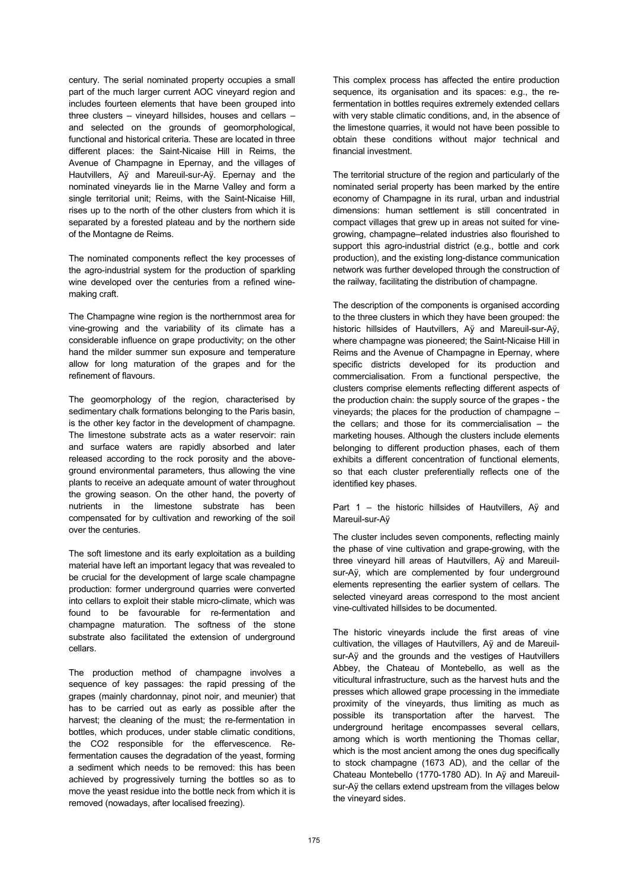century. The serial nominated property occupies a small part of the much larger current AOC vineyard region and includes fourteen elements that have been grouped into three clusters – vineyard hillsides, houses and cellars – and selected on the grounds of geomorphological, functional and historical criteria. These are located in three different places: the Saint-Nicaise Hill in Reims, the Avenue of Champagne in Epernay, and the villages of Hautvillers, Aÿ and Mareuil-sur-Aÿ. Epernay and the nominated vineyards lie in the Marne Valley and form a single territorial unit; Reims, with the Saint-Nicaise Hill, rises up to the north of the other clusters from which it is separated by a forested plateau and by the northern side of the Montagne de Reims.

The nominated components reflect the key processes of the agro-industrial system for the production of sparkling wine developed over the centuries from a refined wine-making craft.

The Champagne wine region is the northernmost area for vine-growing and the variability of its climate has a considerable influence on grape productivity; on the other hand the milder summer sun exposure and temperature allow for long maturation of the grapes and for the refinement of flavours.

The geomorphology of the region, characterised by sedimentary chalk formations belonging to the Paris basin, is the other key factor in the development of champagne. The limestone substrate acts as a water reservoir: rain and surface waters are rapidly absorbed and later released according to the rock porosity and the above-ground environmental parameters, thus allowing the vine plants to receive an adequate amount of water throughout the growing season. On the other hand, the poverty of nutrients in the limestone substrate has been compensated for by cultivation and reworking of the soil over the centuries.

The soft limestone and its early exploitation as a building material have left an important legacy that was revealed to be crucial for the development of large scale champagne production: former underground quarries were converted into cellars to exploit their stable micro-climate, which was found to be favourable for re-fermentation and champagne maturation. The softness of the stone substrate also facilitated the extension of underground cellars.

The production method of champagne involves a sequence of key passages: the rapid pressing of the grapes (mainly chardonnay, pinot noir, and meunier) that has to be carried out as early as possible after the harvest; the cleaning of the must; the re-fermentation in bottles, which produces, under stable climatic conditions, the $CO_2$ responsible for the effervescence. Re-fermentation causes the degradation of the yeast, forming a sediment which needs to be removed: this has been achieved by progressively turning the bottles so as to move the yeast residue into the bottle neck from which it is removed (nowadays, after localised freezing).

This complex process has affected the entire production sequence, its organisation and its spaces: e.g., the re-fermentation in bottles requires extremely extended cellars with very stable climatic conditions, and, in the absence of the limestone quarries, it would not have been possible to obtain these conditions without major technical and financial investment.

The territorial structure of the region and particularly of the nominated serial property has been marked by the entire economy of Champagne in its rural, urban and industrial dimensions: human settlement is still concentrated in compact villages that grew up in areas not suited for vine-growing, champagne–related industries also flourished to support this agro-industrial district (e.g., bottle and cork production), and the existing long-distance communication network was further developed through the construction of the railway, facilitating the distribution of champagne.

The description of the components is organised according to the three clusters in which they have been grouped: the historic hillsides of Hautvillers, Aÿ and Mareuil-sur-Aÿ, where champagne was pioneered; the Saint-Nicaise Hill in Reims and the Avenue of Champagne in Epernay, where specific districts developed for its production and commercialisation. From a functional perspective, the clusters comprise elements reflecting different aspects of the production chain: the supply source of the grapes - the vineyards; the places for the production of champagne – the cellars; and those for its commercialisation – the marketing houses. Although the clusters include elements belonging to different production phases, each of them exhibits a different concentration of functional elements, so that each cluster preferentially reflects one of the identified key phases.

Part 1 – the historic hillsides of Hautvillers, Aÿ and Mareuil-sur-Aÿ

The cluster includes seven components, reflecting mainly the phase of vine cultivation and grape-growing, with the three vineyard hill areas of Hautvillers, Aÿ and Mareuil-sur-Aÿ, which are complemented by four underground elements representing the earlier system of cellars. The selected vineyard areas correspond to the most ancient vine-cultivated hillsides to be documented.

The historic vineyards include the first areas of vine cultivation, the villages of Hautvillers, Aÿ and de Mareuil-sur-Aÿ and the grounds and the vestiges of Hautvillers Abbey, the Chateau of Montebello, as well as the viticultural infrastructure, such as the harvest huts and the presses which allowed grape processing in the immediate proximity of the vineyards, thus limiting as much as possible its transportation after the harvest. The underground heritage encompasses several cellars, among which is worth mentioning the Thomas cellar, which is the most ancient among the ones dug specifically to stock champagne (1673 AD), and the cellar of the Chateau Montebello (1770-1780 AD). In Aÿ and Mareuil-sur-Aÿ the cellars extend upstream from the villages below the vineyard sides.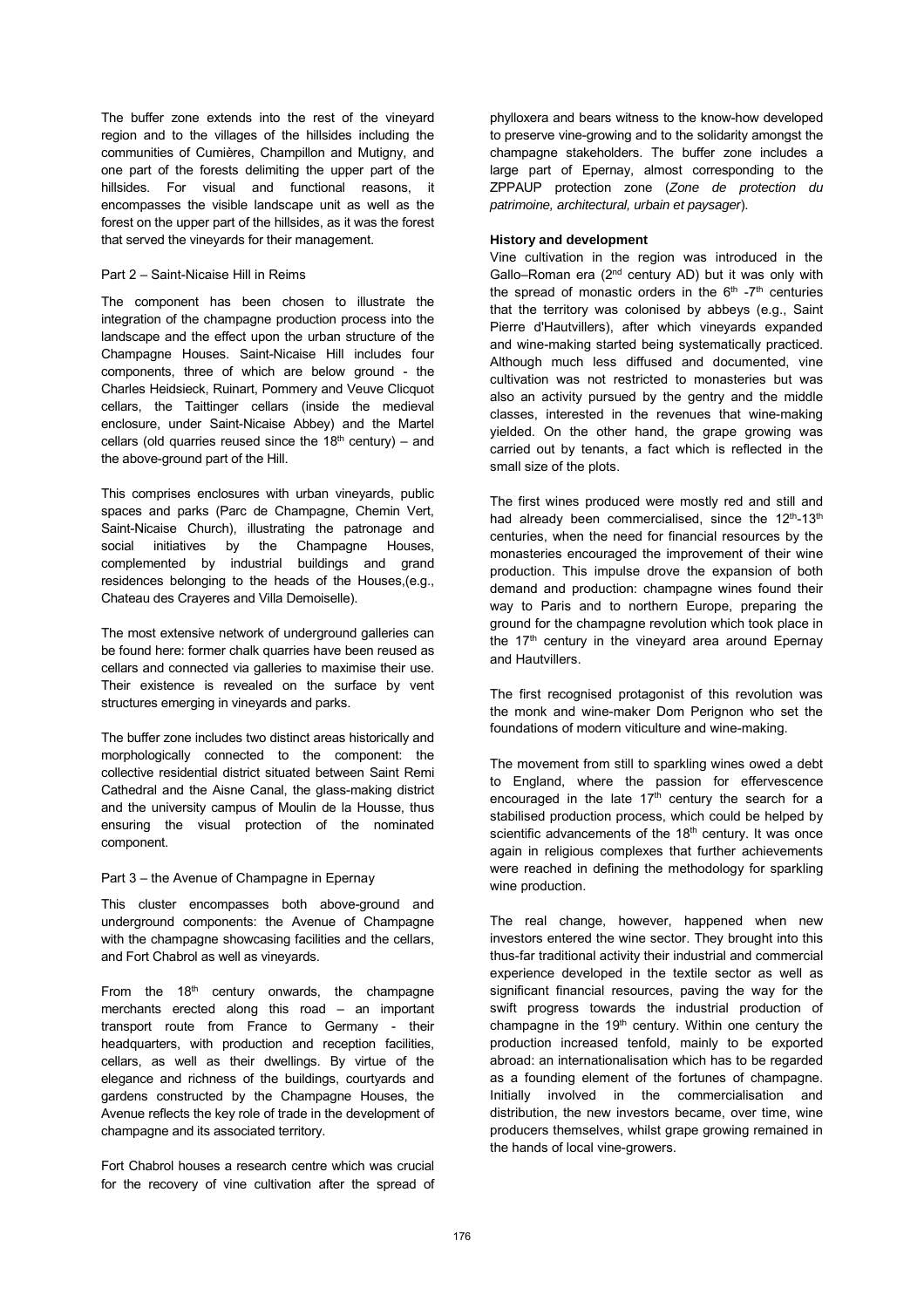The buffer zone extends into the rest of the vineyard region and to the villages of the hillsides including the communities of Cumières, Champillon and Mutigny, and one part of the forests delimiting the upper part of the hillsides. For visual and functional reasons, it encompasses the visible landscape unit as well as the forest on the upper part of the hillsides, as it was the forest that served the vineyards for their management.

Part 2 – Saint-Nicaise Hill in Reims

The component has been chosen to illustrate the integration of the champagne production process into the landscape and the effect upon the urban structure of the Champagne Houses. Saint-Nicaise Hill includes four components, three of which are below ground - the Charles Heidsieck, Ruinart, Pommery and Veuve Clicquot cellars, the Taittinger cellars (inside the medieval enclosure, under Saint-Nicaise Abbey) and the Martel cellars (old quarries reused since the 18th century) – and the above-ground part of the Hill.

This comprises enclosures with urban vineyards, public spaces and parks (Parc de Champagne, Chemin Vert, Saint-Nicaise Church), illustrating the patronage and social initiatives by the Champagne Houses, complemented by industrial buildings and grand residences belonging to the heads of the Houses,(e.g., Chateau des Crayeres and Villa Demoiselle).

The most extensive network of underground galleries can be found here: former chalk quarries have been reused as cellars and connected via galleries to maximise their use. Their existence is revealed on the surface by vent structures emerging in vineyards and parks.

The buffer zone includes two distinct areas historically and morphologically connected to the component: the collective residential district situated between Saint Remi Cathedral and the Aisne Canal, the glass-making district and the university campus of Moulin de la Housse, thus ensuring the visual protection of the nominated component.

Part 3 – the Avenue of Champagne in Epernay

This cluster encompasses both above-ground and underground components: the Avenue of Champagne with the champagne showcasing facilities and the cellars, and Fort Chabrol as well as vineyards.

From the 18th century onwards, the champagne merchants erected along this road – an important transport route from France to Germany - their headquarters, with production and reception facilities, cellars, as well as their dwellings. By virtue of the elegance and richness of the buildings, courtyards and gardens constructed by the Champagne Houses, the Avenue reflects the key role of trade in the development of champagne and its associated territory.

Fort Chabrol houses a research centre which was crucial for the recovery of vine cultivation after the spread of phylloxera and bears witness to the know-how developed to preserve vine-growing and to the solidarity amongst the champagne stakeholders. The buffer zone includes a large part of Epernay, almost corresponding to the ZPPAUP protection zone (*Zone de protection du patrimoine, architectural, urbain et paysager*).

**History and development**

Vine cultivation in the region was introduced in the Gallo–Roman era (2nd century AD) but it was only with the spread of monastic orders in the 6th -7th centuries that the territory was colonised by abbeys (e.g., Saint Pierre d'Hautvillers), after which vineyards expanded and wine-making started being systematically practiced. Although much less diffused and documented, vine cultivation was not restricted to monasteries but was also an activity pursued by the gentry and the middle classes, interested in the revenues that wine-making yielded. On the other hand, the grape growing was carried out by tenants, a fact which is reflected in the small size of the plots.

The first wines produced were mostly red and still and had already been commercialised, since the 12th-13th centuries, when the need for financial resources by the monasteries encouraged the improvement of their wine production. This impulse drove the expansion of both demand and production: champagne wines found their way to Paris and to northern Europe, preparing the ground for the champagne revolution which took place in the 17th century in the vineyard area around Epernay and Hautvillers.

The first recognised protagonist of this revolution was the monk and wine-maker Dom Perignon who set the foundations of modern viticulture and wine-making.

The movement from still to sparkling wines owed a debt to England, where the passion for effervescence encouraged in the late 17th century the search for a stabilised production process, which could be helped by scientific advancements of the 18th century. It was once again in religious complexes that further achievements were reached in defining the methodology for sparkling wine production.

The real change, however, happened when new investors entered the wine sector. They brought into this thus-far traditional activity their industrial and commercial experience developed in the textile sector as well as significant financial resources, paving the way for the swift progress towards the industrial production of champagne in the 19th century. Within one century the production increased tenfold, mainly to be exported abroad: an internationalisation which has to be regarded as a founding element of the fortunes of champagne. Initially involved in the commercialisation and distribution, the new investors became, over time, wine producers themselves, whilst grape growing remained in the hands of local vine-growers.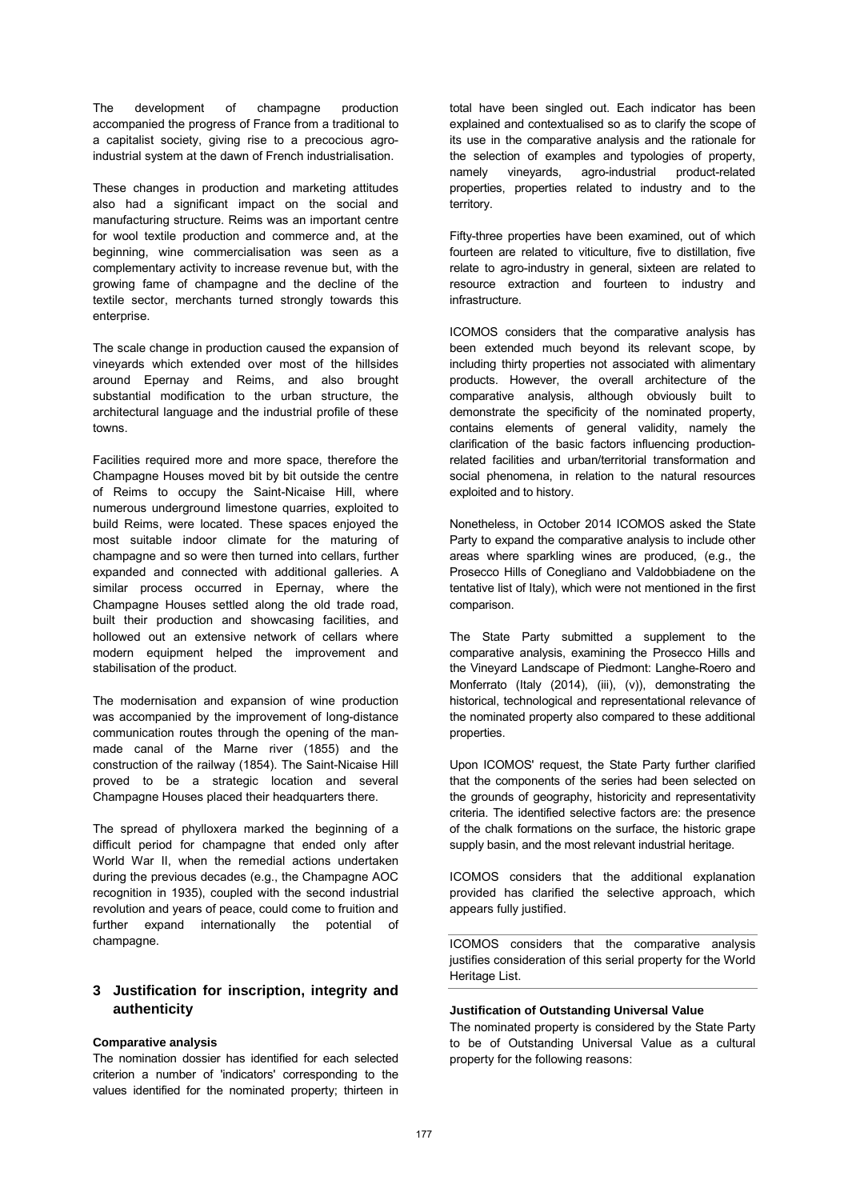The development of champagne production accompanied the progress of France from a traditional to a capitalist society, giving rise to a precocious agro-industrial system at the dawn of French industrialisation.

These changes in production and marketing attitudes also had a significant impact on the social and manufacturing structure. Reims was an important centre for wool textile production and commerce and, at the beginning, wine commercialisation was seen as a complementary activity to increase revenue but, with the growing fame of champagne and the decline of the textile sector, merchants turned strongly towards this enterprise.

The scale change in production caused the expansion of vineyards which extended over most of the hillsides around Epernay and Reims, and also brought substantial modification to the urban structure, the architectural language and the industrial profile of these towns.

Facilities required more and more space, therefore the Champagne Houses moved bit by bit outside the centre of Reims to occupy the Saint-Nicaise Hill, where numerous underground limestone quarries, exploited to build Reims, were located. These spaces enjoyed the most suitable indoor climate for the maturing of champagne and so were then turned into cellars, further expanded and connected with additional galleries. A similar process occurred in Epernay, where the Champagne Houses settled along the old trade road, built their production and showcasing facilities, and hollowed out an extensive network of cellars where modern equipment helped the improvement and stabilisation of the product.

The modernisation and expansion of wine production was accompanied by the improvement of long-distance communication routes through the opening of the man-made canal of the Marne river (1855) and the construction of the railway (1854). The Saint-Nicaise Hill proved to be a strategic location and several Champagne Houses placed their headquarters there.

The spread of phylloxera marked the beginning of a difficult period for champagne that ended only after World War II, when the remedial actions undertaken during the previous decades (e.g., the Champagne AOC recognition in 1935), coupled with the second industrial revolution and years of peace, could come to fruition and further expand internationally the potential of champagne.

## 3 Justification for inscription, integrity and authenticity

**Comparative analysis**

The nomination dossier has identified for each selected criterion a number of 'indicators' corresponding to the values identified for the nominated property; thirteen in total have been singled out. Each indicator has been explained and contextualised so as to clarify the scope of its use in the comparative analysis and the rationale for the selection of examples and typologies of property, namely vineyards, agro-industrial product-related properties, properties related to industry and to the territory.

Fifty-three properties have been examined, out of which fourteen are related to viticulture, five to distillation, five relate to agro-industry in general, sixteen are related to resource extraction and fourteen to industry and infrastructure.

ICOMOS considers that the comparative analysis has been extended much beyond its relevant scope, by including thirty properties not associated with alimentary products. However, the overall architecture of the comparative analysis, although obviously built to demonstrate the specificity of the nominated property, contains elements of general validity, namely the clarification of the basic factors influencing production-related facilities and urban/territorial transformation and social phenomena, in relation to the natural resources exploited and to history.

Nonetheless, in October 2014 ICOMOS asked the State Party to expand the comparative analysis to include other areas where sparkling wines are produced, (e.g., the Prosecco Hills of Conegliano and Valdobbiadene on the tentative list of Italy), which were not mentioned in the first comparison.

The State Party submitted a supplement to the comparative analysis, examining the Prosecco Hills and the Vineyard Landscape of Piedmont: Langhe-Roero and Monferrato (Italy (2014), (iii), (v)), demonstrating the historical, technological and representational relevance of the nominated property also compared to these additional properties.

Upon ICOMOS' request, the State Party further clarified that the components of the series had been selected on the grounds of geography, historicity and representativity criteria. The identified selective factors are: the presence of the chalk formations on the surface, the historic grape supply basin, and the most relevant industrial heritage.

ICOMOS considers that the additional explanation provided has clarified the selective approach, which appears fully justified.

ICOMOS considers that the comparative analysis justifies consideration of this serial property for the World Heritage List.

**Justification of Outstanding Universal Value**

The nominated property is considered by the State Party to be of Outstanding Universal Value as a cultural property for the following reasons: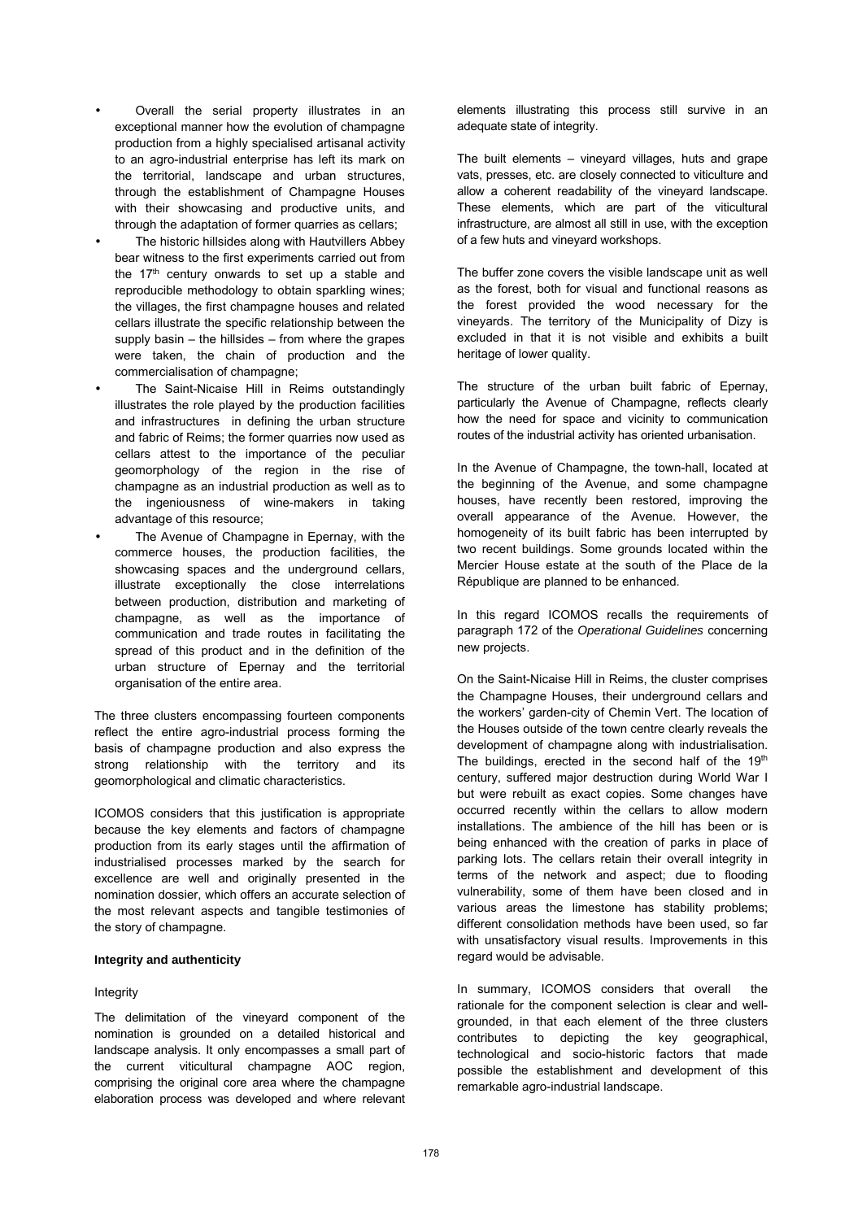- Overall the serial property illustrates in an exceptional manner how the evolution of champagne production from a highly specialised artisanal activity to an agro-industrial enterprise has left its mark on the territorial, landscape and urban structures, through the establishment of Champagne Houses with their showcasing and productive units, and through the adaptation of former quarries as cellars;
- The historic hillsides along with Hautvillers Abbey bear witness to the first experiments carried out from the 17th century onwards to set up a stable and reproducible methodology to obtain sparkling wines; the villages, the first champagne houses and related cellars illustrate the specific relationship between the supply basin – the hillsides – from where the grapes were taken, the chain of production and the commercialisation of champagne;
- The Saint-Nicaise Hill in Reims outstandingly illustrates the role played by the production facilities and infrastructures in defining the urban structure and fabric of Reims; the former quarries now used as cellars attest to the importance of the peculiar geomorphology of the region in the rise of champagne as an industrial production as well as to the ingeniousness of wine-makers in taking advantage of this resource;
- The Avenue of Champagne in Epernay, with the commerce houses, the production facilities, the showcasing spaces and the underground cellars, illustrate exceptionally the close interrelations between production, distribution and marketing of champagne, as well as the importance of communication and trade routes in facilitating the spread of this product and in the definition of the urban structure of Epernay and the territorial organisation of the entire area.

The three clusters encompassing fourteen components reflect the entire agro-industrial process forming the basis of champagne production and also express the strong relationship with the territory and its geomorphological and climatic characteristics.

ICOMOS considers that this justification is appropriate because the key elements and factors of champagne production from its early stages until the affirmation of industrialised processes marked by the search for excellence are well and originally presented in the nomination dossier, which offers an accurate selection of the most relevant aspects and tangible testimonies of the story of champagne.

**Integrity and authenticity**

Integrity

The delimitation of the vineyard component of the nomination is grounded on a detailed historical and landscape analysis. It only encompasses a small part of the current viticultural champagne AOC region, comprising the original core area where the champagne elaboration process was developed and where relevant elements illustrating this process still survive in an adequate state of integrity.

The built elements – vineyard villages, huts and grape vats, presses, etc. are closely connected to viticulture and allow a coherent readability of the vineyard landscape. These elements, which are part of the viticultural infrastructure, are almost all still in use, with the exception of a few huts and vineyard workshops.

The buffer zone covers the visible landscape unit as well as the forest, both for visual and functional reasons as the forest provided the wood necessary for the vineyards. The territory of the Municipality of Dizy is excluded in that it is not visible and exhibits a built heritage of lower quality.

The structure of the urban built fabric of Epernay, particularly the Avenue of Champagne, reflects clearly how the need for space and vicinity to communication routes of the industrial activity has oriented urbanisation.

In the Avenue of Champagne, the town-hall, located at the beginning of the Avenue, and some champagne houses, have recently been restored, improving the overall appearance of the Avenue. However, the homogeneity of its built fabric has been interrupted by two recent buildings. Some grounds located within the Mercier House estate at the south of the Place de la République are planned to be enhanced.

In this regard ICOMOS recalls the requirements of paragraph 172 of the *Operational Guidelines* concerning new projects.

On the Saint-Nicaise Hill in Reims, the cluster comprises the Champagne Houses, their underground cellars and the workers' garden-city of Chemin Vert. The location of the Houses outside of the town centre clearly reveals the development of champagne along with industrialisation. The buildings, erected in the second half of the 19th century, suffered major destruction during World War I but were rebuilt as exact copies. Some changes have occurred recently within the cellars to allow modern installations. The ambience of the hill has been or is being enhanced with the creation of parks in place of parking lots. The cellars retain their overall integrity in terms of the network and aspect; due to flooding vulnerability, some of them have been closed and in various areas the limestone has stability problems; different consolidation methods have been used, so far with unsatisfactory visual results. Improvements in this regard would be advisable.

In summary, ICOMOS considers that overall the rationale for the component selection is clear and well-grounded, in that each element of the three clusters contributes to depicting the key geographical, technological and socio-historic factors that made possible the establishment and development of this remarkable agro-industrial landscape.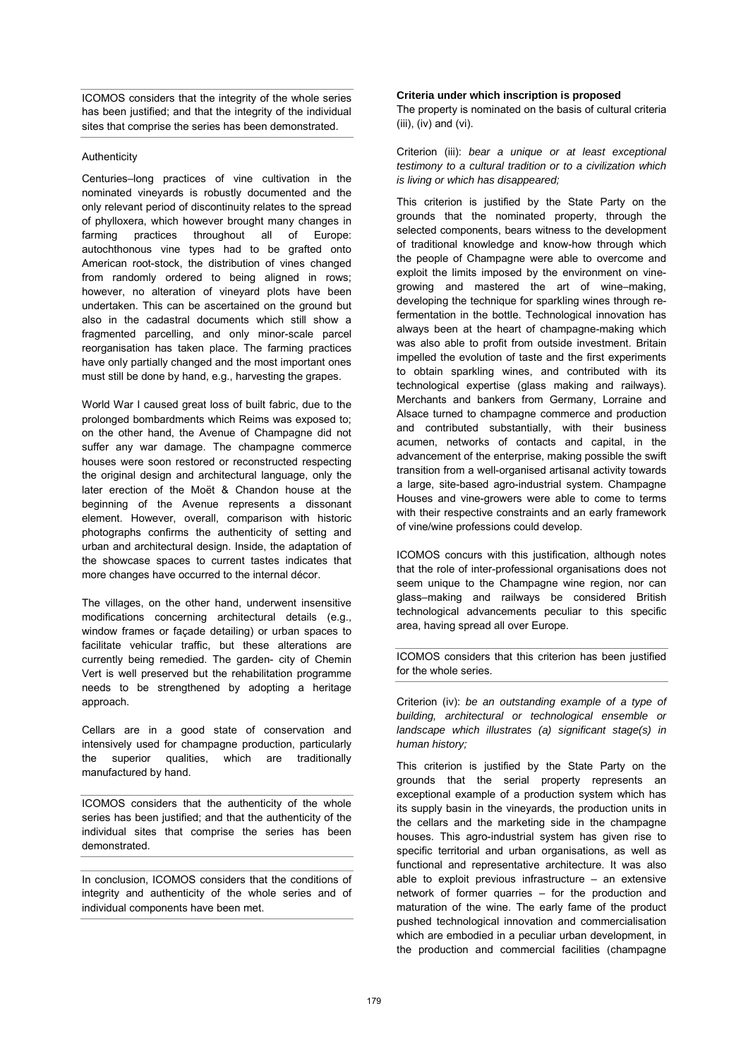ICOMOS considers that the integrity of the whole series has been justified; and that the integrity of the individual sites that comprise the series has been demonstrated.

Authenticity

Centuries–long practices of vine cultivation in the nominated vineyards is robustly documented and the only relevant period of discontinuity relates to the spread of phylloxera, which however brought many changes in farming practices throughout all of Europe: autochthonous vine types had to be grafted onto American root-stock, the distribution of vines changed from randomly ordered to being aligned in rows; however, no alteration of vineyard plots have been undertaken. This can be ascertained on the ground but also in the cadastral documents which still show a fragmented parcelling, and only minor-scale parcel reorganisation has taken place. The farming practices have only partially changed and the most important ones must still be done by hand, e.g., harvesting the grapes.

World War I caused great loss of built fabric, due to the prolonged bombardments which Reims was exposed to; on the other hand, the Avenue of Champagne did not suffer any war damage. The champagne commerce houses were soon restored or reconstructed respecting the original design and architectural language, only the later erection of the Moët & Chandon house at the beginning of the Avenue represents a dissonant element. However, overall, comparison with historic photographs confirms the authenticity of setting and urban and architectural design. Inside, the adaptation of the showcase spaces to current tastes indicates that more changes have occurred to the internal décor.

The villages, on the other hand, underwent insensitive modifications concerning architectural details (e.g., window frames or façade detailing) or urban spaces to facilitate vehicular traffic, but these alterations are currently being remedied. The garden- city of Chemin Vert is well preserved but the rehabilitation programme needs to be strengthened by adopting a heritage approach.

Cellars are in a good state of conservation and intensively used for champagne production, particularly the superior qualities, which are traditionally manufactured by hand.

ICOMOS considers that the authenticity of the whole series has been justified; and that the authenticity of the individual sites that comprise the series has been demonstrated.

In conclusion, ICOMOS considers that the conditions of integrity and authenticity of the whole series and of individual components have been met.

**Criteria under which inscription is proposed**

The property is nominated on the basis of cultural criteria (iii), (iv) and (vi).

Criterion (iii): *bear a unique or at least exceptional testimony to a cultural tradition or to a civilization which is living or which has disappeared;*

This criterion is justified by the State Party on the grounds that the nominated property, through the selected components, bears witness to the development of traditional knowledge and know-how through which the people of Champagne were able to overcome and exploit the limits imposed by the environment on vine-growing and mastered the art of wine–making, developing the technique for sparkling wines through re-fermentation in the bottle. Technological innovation has always been at the heart of champagne-making which was also able to profit from outside investment. Britain impelled the evolution of taste and the first experiments to obtain sparkling wines, and contributed with its technological expertise (glass making and railways). Merchants and bankers from Germany, Lorraine and Alsace turned to champagne commerce and production and contributed substantially, with their business acumen, networks of contacts and capital, in the advancement of the enterprise, making possible the swift transition from a well-organised artisanal activity towards a large, site-based agro-industrial system. Champagne Houses and vine-growers were able to come to terms with their respective constraints and an early framework of vine/wine professions could develop.

ICOMOS concurs with this justification, although notes that the role of inter-professional organisations does not seem unique to the Champagne wine region, nor can glass–making and railways be considered British technological advancements peculiar to this specific area, having spread all over Europe.

ICOMOS considers that this criterion has been justified for the whole series.

Criterion (iv): *be an outstanding example of a type of building, architectural or technological ensemble or landscape which illustrates (a) significant stage(s) in human history;*

This criterion is justified by the State Party on the grounds that the serial property represents an exceptional example of a production system which has its supply basin in the vineyards, the production units in the cellars and the marketing side in the champagne houses. This agro-industrial system has given rise to specific territorial and urban organisations, as well as functional and representative architecture. It was also able to exploit previous infrastructure – an extensive network of former quarries – for the production and maturation of the wine. The early fame of the product pushed technological innovation and commercialisation which are embodied in a peculiar urban development, in the production and commercial facilities (champagne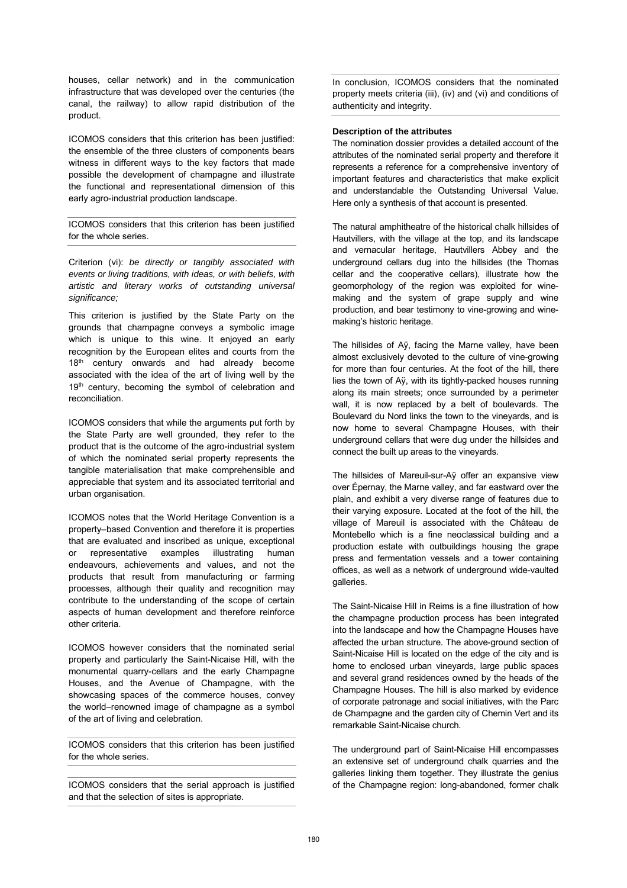houses, cellar network) and in the communication infrastructure that was developed over the centuries (the canal, the railway) to allow rapid distribution of the product.

ICOMOS considers that this criterion has been justified: the ensemble of the three clusters of components bears witness in different ways to the key factors that made possible the development of champagne and illustrate the functional and representational dimension of this early agro-industrial production landscape.

ICOMOS considers that this criterion has been justified for the whole series.

Criterion (vi): *be directly or tangibly associated with events or living traditions, with ideas, or with beliefs, with artistic and literary works of outstanding universal significance;*

This criterion is justified by the State Party on the grounds that champagne conveys a symbolic image which is unique to this wine. It enjoyed an early recognition by the European elites and courts from the 18th century onwards and had already become associated with the idea of the art of living well by the 19th century, becoming the symbol of celebration and reconciliation.

ICOMOS considers that while the arguments put forth by the State Party are well grounded, they refer to the product that is the outcome of the agro-industrial system of which the nominated serial property represents the tangible materialisation that make comprehensible and appreciable that system and its associated territorial and urban organisation.

ICOMOS notes that the World Heritage Convention is a property–based Convention and therefore it is properties that are evaluated and inscribed as unique, exceptional or representative examples illustrating human endeavours, achievements and values, and not the products that result from manufacturing or farming processes, although their quality and recognition may contribute to the understanding of the scope of certain aspects of human development and therefore reinforce other criteria.

ICOMOS however considers that the nominated serial property and particularly the Saint-Nicaise Hill, with the monumental quarry-cellars and the early Champagne Houses, and the Avenue of Champagne, with the showcasing spaces of the commerce houses, convey the world–renowned image of champagne as a symbol of the art of living and celebration.

ICOMOS considers that this criterion has been justified for the whole series.

ICOMOS considers that the serial approach is justified and that the selection of sites is appropriate.

In conclusion, ICOMOS considers that the nominated property meets criteria (iii), (iv) and (vi) and conditions of authenticity and integrity.

**Description of the attributes**

The nomination dossier provides a detailed account of the attributes of the nominated serial property and therefore it represents a reference for a comprehensive inventory of important features and characteristics that make explicit and understandable the Outstanding Universal Value. Here only a synthesis of that account is presented.

The natural amphitheatre of the historical chalk hillsides of Hautvillers, with the village at the top, and its landscape and vernacular heritage, Hautvillers Abbey and the underground cellars dug into the hillsides (the Thomas cellar and the cooperative cellars), illustrate how the geomorphology of the region was exploited for wine-making and the system of grape supply and wine production, and bear testimony to vine-growing and wine-making's historic heritage.

The hillsides of Aÿ, facing the Marne valley, have been almost exclusively devoted to the culture of vine-growing for more than four centuries. At the foot of the hill, there lies the town of Aÿ, with its tightly-packed houses running along its main streets; once surrounded by a perimeter wall, it is now replaced by a belt of boulevards. The Boulevard du Nord links the town to the vineyards, and is now home to several Champagne Houses, with their underground cellars that were dug under the hillsides and connect the built up areas to the vineyards.

The hillsides of Mareuil-sur-Aÿ offer an expansive view over Épernay, the Marne valley, and far eastward over the plain, and exhibit a very diverse range of features due to their varying exposure. Located at the foot of the hill, the village of Mareuil is associated with the Château de Montebello which is a fine neoclassical building and a production estate with outbuildings housing the grape press and fermentation vessels and a tower containing offices, as well as a network of underground wide-vaulted galleries.

The Saint-Nicaise Hill in Reims is a fine illustration of how the champagne production process has been integrated into the landscape and how the Champagne Houses have affected the urban structure. The above-ground section of Saint-Nicaise Hill is located on the edge of the city and is home to enclosed urban vineyards, large public spaces and several grand residences owned by the heads of the Champagne Houses. The hill is also marked by evidence of corporate patronage and social initiatives, with the Parc de Champagne and the garden city of Chemin Vert and its remarkable Saint-Nicaise church.

The underground part of Saint-Nicaise Hill encompasses an extensive set of underground chalk quarries and the galleries linking them together. They illustrate the genius of the Champagne region: long-abandoned, former chalk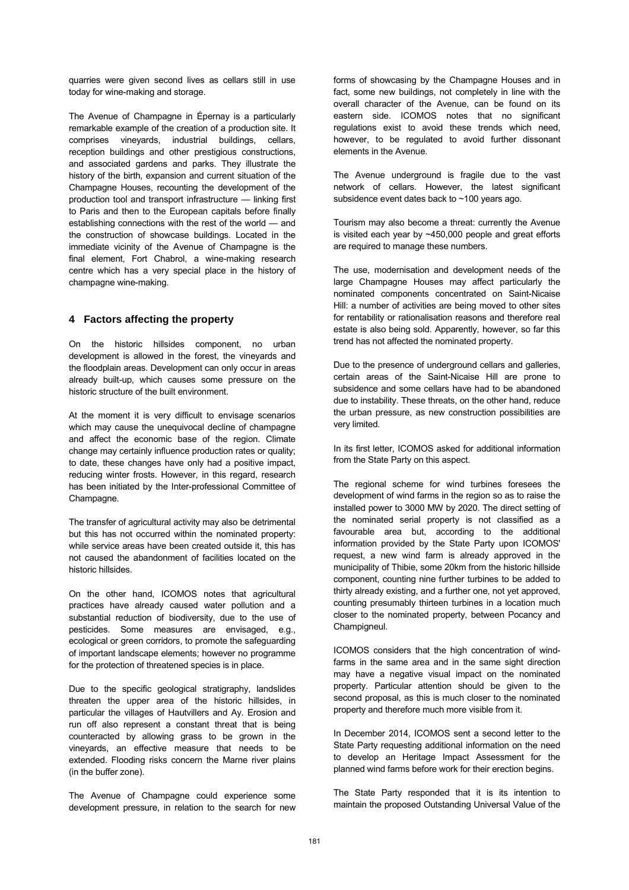quarries were given second lives as cellars still in use today for wine-making and storage.

The Avenue of Champagne in Épernay is a particularly remarkable example of the creation of a production site. It comprises vineyards, industrial buildings, cellars, reception buildings and other prestigious constructions, and associated gardens and parks. They illustrate the history of the birth, expansion and current situation of the Champagne Houses, recounting the development of the production tool and transport infrastructure — linking first to Paris and then to the European capitals before finally establishing connections with the rest of the world — and the construction of showcase buildings. Located in the immediate vicinity of the Avenue of Champagne is the final element, Fort Chabrol, a wine-making research centre which has a very special place in the history of champagne wine-making.

## 4 Factors affecting the property

On the historic hillsides component, no urban development is allowed in the forest, the vineyards and the floodplain areas. Development can only occur in areas already built-up, which causes some pressure on the historic structure of the built environment.

At the moment it is very difficult to envisage scenarios which may cause the unequivocal decline of champagne and affect the economic base of the region. Climate change may certainly influence production rates or quality; to date, these changes have only had a positive impact, reducing winter frosts. However, in this regard, research has been initiated by the Inter-professional Committee of Champagne.

The transfer of agricultural activity may also be detrimental but this has not occurred within the nominated property: while service areas have been created outside it, this has not caused the abandonment of facilities located on the historic hillsides.

On the other hand, ICOMOS notes that agricultural practices have already caused water pollution and a substantial reduction of biodiversity, due to the use of pesticides. Some measures are envisaged, e.g., ecological or green corridors, to promote the safeguarding of important landscape elements; however no programme for the protection of threatened species is in place.

Due to the specific geological stratigraphy, landslides threaten the upper area of the historic hillsides, in particular the villages of Hautvillers and Ay. Erosion and run off also represent a constant threat that is being counteracted by allowing grass to be grown in the vineyards, an effective measure that needs to be extended. Flooding risks concern the Marne river plains (in the buffer zone).

The Avenue of Champagne could experience some development pressure, in relation to the search for new forms of showcasing by the Champagne Houses and in fact, some new buildings, not completely in line with the overall character of the Avenue, can be found on its eastern side. ICOMOS notes that no significant regulations exist to avoid these trends which need, however, to be regulated to avoid further dissonant elements in the Avenue.

The Avenue underground is fragile due to the vast network of cellars. However, the latest significant subsidence event dates back to ~100 years ago.

Tourism may also become a threat: currently the Avenue is visited each year by ~450,000 people and great efforts are required to manage these numbers.

The use, modernisation and development needs of the large Champagne Houses may affect particularly the nominated components concentrated on Saint-Nicaise Hill: a number of activities are being moved to other sites for rentability or rationalisation reasons and therefore real estate is also being sold. Apparently, however, so far this trend has not affected the nominated property.

Due to the presence of underground cellars and galleries, certain areas of the Saint-Nicaise Hill are prone to subsidence and some cellars have had to be abandoned due to instability. These threats, on the other hand, reduce the urban pressure, as new construction possibilities are very limited.

In its first letter, ICOMOS asked for additional information from the State Party on this aspect.

The regional scheme for wind turbines foresees the development of wind farms in the region so as to raise the installed power to 3000 MW by 2020. The direct setting of the nominated serial property is not classified as a favourable area but, according to the additional information provided by the State Party upon ICOMOS' request, a new wind farm is already approved in the municipality of Thibie, some 20km from the historic hillside component, counting nine further turbines to be added to thirty already existing, and a further one, not yet approved, counting presumably thirteen turbines in a location much closer to the nominated property, between Pocancy and Champigneul.

ICOMOS considers that the high concentration of wind-farms in the same area and in the same sight direction may have a negative visual impact on the nominated property. Particular attention should be given to the second proposal, as this is much closer to the nominated property and therefore much more visible from it.

In December 2014, ICOMOS sent a second letter to the State Party requesting additional information on the need to develop an Heritage Impact Assessment for the planned wind farms before work for their erection begins.

The State Party responded that it is its intention to maintain the proposed Outstanding Universal Value of the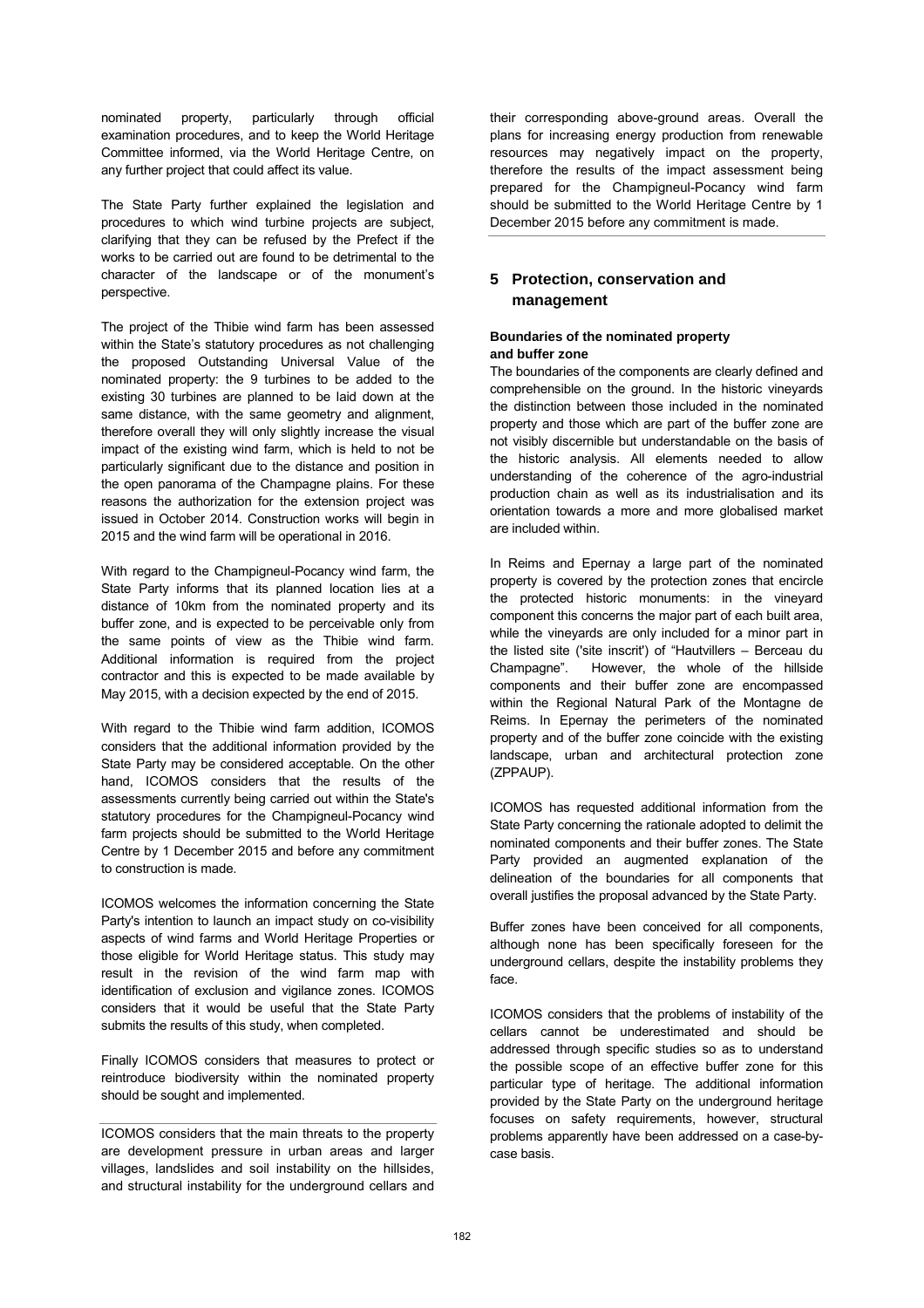nominated property, particularly through official examination procedures, and to keep the World Heritage Committee informed, via the World Heritage Centre, on any further project that could affect its value.

The State Party further explained the legislation and procedures to which wind turbine projects are subject, clarifying that they can be refused by the Prefect if the works to be carried out are found to be detrimental to the character of the landscape or of the monument's perspective.

The project of the Thibie wind farm has been assessed within the State's statutory procedures as not challenging the proposed Outstanding Universal Value of the nominated property: the 9 turbines to be added to the existing 30 turbines are planned to be laid down at the same distance, with the same geometry and alignment, therefore overall they will only slightly increase the visual impact of the existing wind farm, which is held to not be particularly significant due to the distance and position in the open panorama of the Champagne plains. For these reasons the authorization for the extension project was issued in October 2014. Construction works will begin in 2015 and the wind farm will be operational in 2016.

With regard to the Champigneul-Pocancy wind farm, the State Party informs that its planned location lies at a distance of 10km from the nominated property and its buffer zone, and is expected to be perceivable only from the same points of view as the Thibie wind farm. Additional information is required from the project contractor and this is expected to be made available by May 2015, with a decision expected by the end of 2015.

With regard to the Thibie wind farm addition, ICOMOS considers that the additional information provided by the State Party may be considered acceptable. On the other hand, ICOMOS considers that the results of the assessments currently being carried out within the State's statutory procedures for the Champigneul-Pocancy wind farm projects should be submitted to the World Heritage Centre by 1 December 2015 and before any commitment to construction is made.

ICOMOS welcomes the information concerning the State Party's intention to launch an impact study on co-visibility aspects of wind farms and World Heritage Properties or those eligible for World Heritage status. This study may result in the revision of the wind farm map with identification of exclusion and vigilance zones. ICOMOS considers that it would be useful that the State Party submits the results of this study, when completed.

Finally ICOMOS considers that measures to protect or reintroduce biodiversity within the nominated property should be sought and implemented.

ICOMOS considers that the main threats to the property are development pressure in urban areas and larger villages, landslides and soil instability on the hillsides, and structural instability for the underground cellars and their corresponding above-ground areas. Overall the plans for increasing energy production from renewable resources may negatively impact on the property, therefore the results of the impact assessment being prepared for the Champigneul-Pocancy wind farm should be submitted to the World Heritage Centre by 1 December 2015 before any commitment is made.

## 5 Protection, conservation and management

### Boundaries of the nominated property and buffer zone

The boundaries of the components are clearly defined and comprehensible on the ground. In the historic vineyards the distinction between those included in the nominated property and those which are part of the buffer zone are not visibly discernible but understandable on the basis of the historic analysis. All elements needed to allow understanding of the coherence of the agro-industrial production chain as well as its industrialisation and its orientation towards a more and more globalised market are included within.

In Reims and Epernay a large part of the nominated property is covered by the protection zones that encircle the protected historic monuments: in the vineyard component this concerns the major part of each built area, while the vineyards are only included for a minor part in the listed site ('site inscrit') of "Hautvillers – Berceau du Champagne". However, the whole of the hillside components and their buffer zone are encompassed within the Regional Natural Park of the Montagne de Reims. In Epernay the perimeters of the nominated property and of the buffer zone coincide with the existing landscape, urban and architectural protection zone (ZPPAUP).

ICOMOS has requested additional information from the State Party concerning the rationale adopted to delimit the nominated components and their buffer zones. The State Party provided an augmented explanation of the delineation of the boundaries for all components that overall justifies the proposal advanced by the State Party.

Buffer zones have been conceived for all components, although none has been specifically foreseen for the underground cellars, despite the instability problems they face.

ICOMOS considers that the problems of instability of the cellars cannot be underestimated and should be addressed through specific studies so as to understand the possible scope of an effective buffer zone for this particular type of heritage. The additional information provided by the State Party on the underground heritage focuses on safety requirements, however, structural problems apparently have been addressed on a case-by-case basis.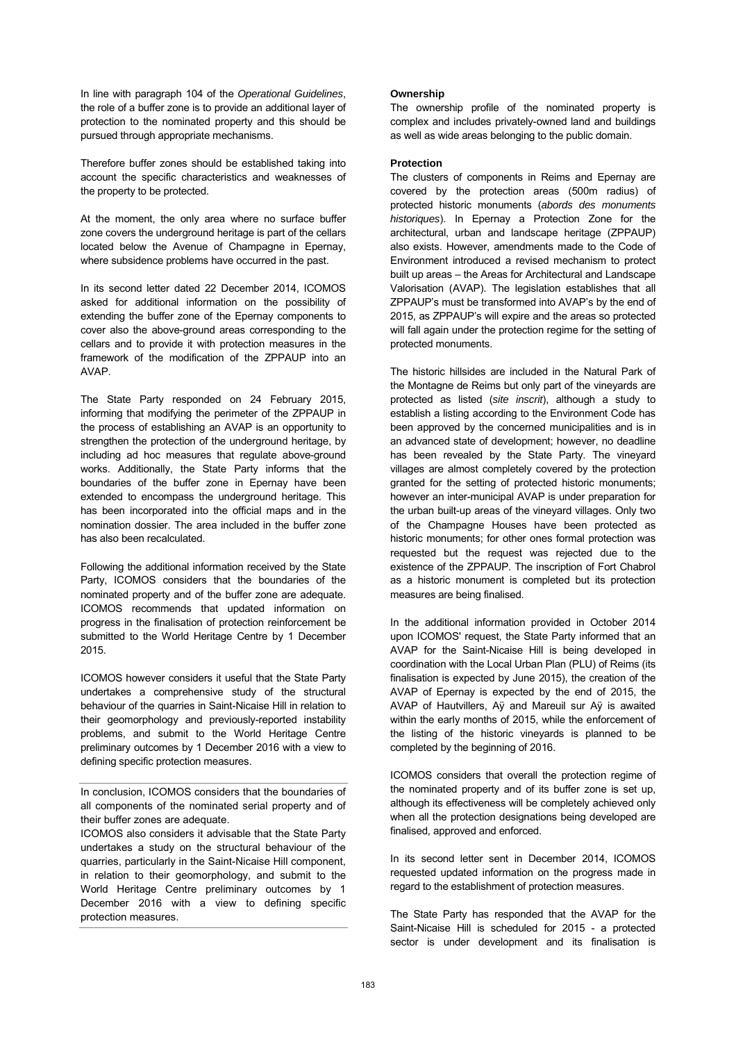In line with paragraph 104 of the *Operational Guidelines*, the role of a buffer zone is to provide an additional layer of protection to the nominated property and this should be pursued through appropriate mechanisms.

Therefore buffer zones should be established taking into account the specific characteristics and weaknesses of the property to be protected.

At the moment, the only area where no surface buffer zone covers the underground heritage is part of the cellars located below the Avenue of Champagne in Epernay, where subsidence problems have occurred in the past.

In its second letter dated 22 December 2014, ICOMOS asked for additional information on the possibility of extending the buffer zone of the Epernay components to cover also the above-ground areas corresponding to the cellars and to provide it with protection measures in the framework of the modification of the ZPPAUP into an AVAP.

The State Party responded on 24 February 2015, informing that modifying the perimeter of the ZPPAUP in the process of establishing an AVAP is an opportunity to strengthen the protection of the underground heritage, by including ad hoc measures that regulate above-ground works. Additionally, the State Party informs that the boundaries of the buffer zone in Epernay have been extended to encompass the underground heritage. This has been incorporated into the official maps and in the nomination dossier. The area included in the buffer zone has also been recalculated.

Following the additional information received by the State Party, ICOMOS considers that the boundaries of the nominated property and of the buffer zone are adequate. ICOMOS recommends that updated information on progress in the finalisation of protection reinforcement be submitted to the World Heritage Centre by 1 December 2015.

ICOMOS however considers it useful that the State Party undertakes a comprehensive study of the structural behaviour of the quarries in Saint-Nicaise Hill in relation to their geomorphology and previously-reported instability problems, and submit to the World Heritage Centre preliminary outcomes by 1 December 2016 with a view to defining specific protection measures.

In conclusion, ICOMOS considers that the boundaries of all components of the nominated serial property and of their buffer zones are adequate.
ICOMOS also considers it advisable that the State Party undertakes a study on the structural behaviour of the quarries, particularly in the Saint-Nicaise Hill component, in relation to their geomorphology, and submit to the World Heritage Centre preliminary outcomes by 1 December 2016 with a view to defining specific protection measures.

**Ownership**

The ownership profile of the nominated property is complex and includes privately-owned land and buildings as well as wide areas belonging to the public domain.

**Protection**

The clusters of components in Reims and Epernay are covered by the protection areas (500m radius) of protected historic monuments (*abords des monuments historiques*). In Epernay a Protection Zone for the architectural, urban and landscape heritage (ZPPAUP) also exists. However, amendments made to the Code of Environment introduced a revised mechanism to protect built up areas – the Areas for Architectural and Landscape Valorisation (AVAP). The legislation establishes that all ZPPAUP's must be transformed into AVAP's by the end of 2015, as ZPPAUP's will expire and the areas so protected will fall again under the protection regime for the setting of protected monuments.

The historic hillsides are included in the Natural Park of the Montagne de Reims but only part of the vineyards are protected as listed (*site inscrit*), although a study to establish a listing according to the Environment Code has been approved by the concerned municipalities and is in an advanced state of development; however, no deadline has been revealed by the State Party. The vineyard villages are almost completely covered by the protection granted for the setting of protected historic monuments; however an inter-municipal AVAP is under preparation for the urban built-up areas of the vineyard villages. Only two of the Champagne Houses have been protected as historic monuments; for other ones formal protection was requested but the request was rejected due to the existence of the ZPPAUP. The inscription of Fort Chabrol as a historic monument is completed but its protection measures are being finalised.

In the additional information provided in October 2014 upon ICOMOS' request, the State Party informed that an AVAP for the Saint-Nicaise Hill is being developed in coordination with the Local Urban Plan (PLU) of Reims (its finalisation is expected by June 2015), the creation of the AVAP of Epernay is expected by the end of 2015, the AVAP of Hautvillers, Aÿ and Mareuil sur Aÿ is awaited within the early months of 2015, while the enforcement of the listing of the historic vineyards is planned to be completed by the beginning of 2016.

ICOMOS considers that overall the protection regime of the nominated property and of its buffer zone is set up, although its effectiveness will be completely achieved only when all the protection designations being developed are finalised, approved and enforced.

In its second letter sent in December 2014, ICOMOS requested updated information on the progress made in regard to the establishment of protection measures.

The State Party has responded that the AVAP for the Saint-Nicaise Hill is scheduled for 2015 - a protected sector is under development and its finalisation is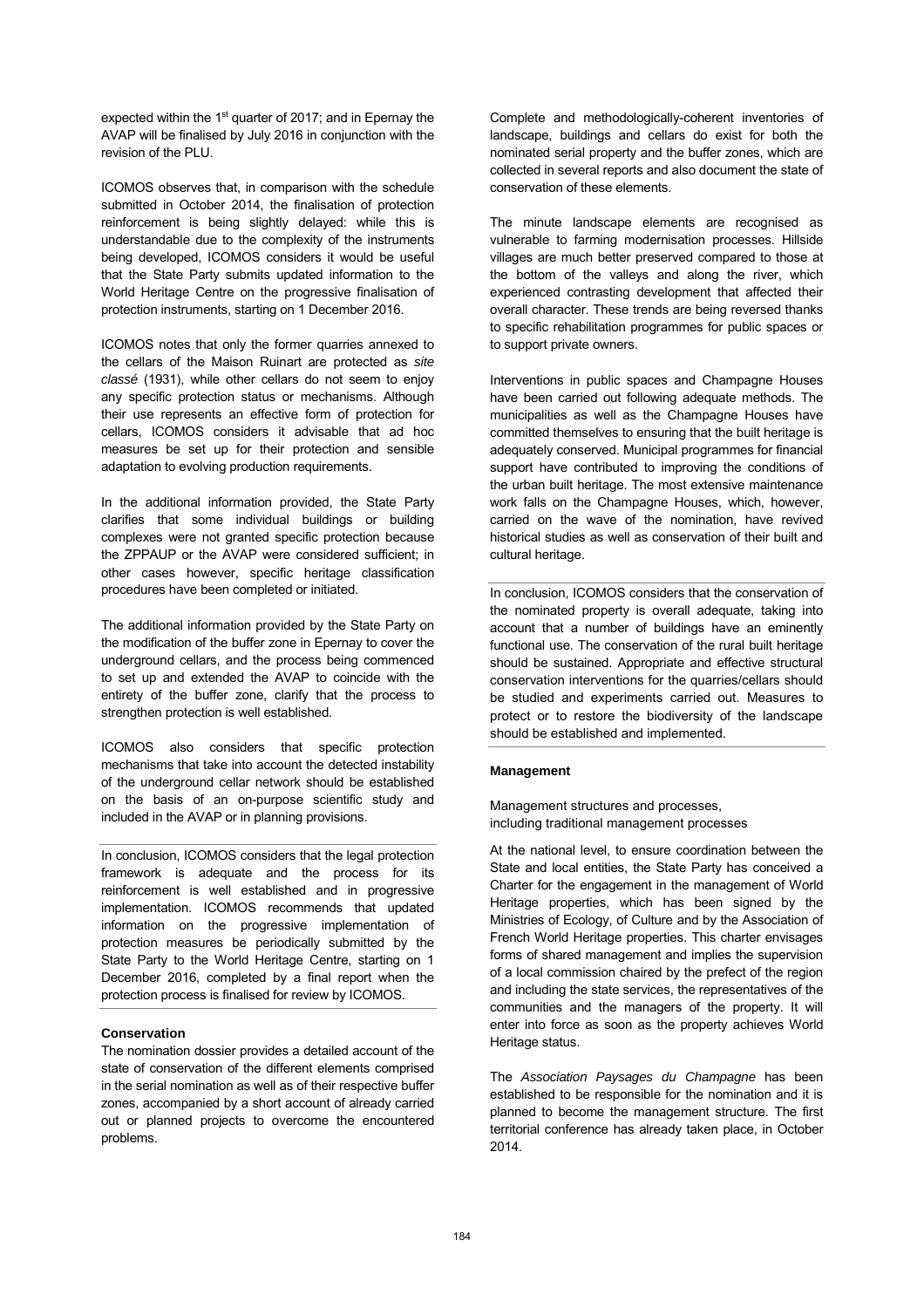expected within the 1st quarter of 2017; and in Epernay the AVAP will be finalised by July 2016 in conjunction with the revision of the PLU.

ICOMOS observes that, in comparison with the schedule submitted in October 2014, the finalisation of protection reinforcement is being slightly delayed: while this is understandable due to the complexity of the instruments being developed, ICOMOS considers it would be useful that the State Party submits updated information to the World Heritage Centre on the progressive finalisation of protection instruments, starting on 1 December 2016.

ICOMOS notes that only the former quarries annexed to the cellars of the Maison Ruinart are protected as *site classé* (1931), while other cellars do not seem to enjoy any specific protection status or mechanisms. Although their use represents an effective form of protection for cellars, ICOMOS considers it advisable that ad hoc measures be set up for their protection and sensible adaptation to evolving production requirements.

In the additional information provided, the State Party clarifies that some individual buildings or building complexes were not granted specific protection because the ZPPAUP or the AVAP were considered sufficient; in other cases however, specific heritage classification procedures have been completed or initiated.

The additional information provided by the State Party on the modification of the buffer zone in Epernay to cover the underground cellars, and the process being commenced to set up and extended the AVAP to coincide with the entirety of the buffer zone, clarify that the process to strengthen protection is well established.

ICOMOS also considers that specific protection mechanisms that take into account the detected instability of the underground cellar network should be established on the basis of an on-purpose scientific study and included in the AVAP or in planning provisions.

In conclusion, ICOMOS considers that the legal protection framework is adequate and the process for its reinforcement is well established and in progressive implementation. ICOMOS recommends that updated information on the progressive implementation of protection measures be periodically submitted by the State Party to the World Heritage Centre, starting on 1 December 2016, completed by a final report when the protection process is finalised for review by ICOMOS.

**Conservation**

The nomination dossier provides a detailed account of the state of conservation of the different elements comprised in the serial nomination as well as of their respective buffer zones, accompanied by a short account of already carried out or planned projects to overcome the encountered problems.

Complete and methodologically-coherent inventories of landscape, buildings and cellars do exist for both the nominated serial property and the buffer zones, which are collected in several reports and also document the state of conservation of these elements.

The minute landscape elements are recognised as vulnerable to farming modernisation processes. Hillside villages are much better preserved compared to those at the bottom of the valleys and along the river, which experienced contrasting development that affected their overall character. These trends are being reversed thanks to specific rehabilitation programmes for public spaces or to support private owners.

Interventions in public spaces and Champagne Houses have been carried out following adequate methods. The municipalities as well as the Champagne Houses have committed themselves to ensuring that the built heritage is adequately conserved. Municipal programmes for financial support have contributed to improving the conditions of the urban built heritage. The most extensive maintenance work falls on the Champagne Houses, which, however, carried on the wave of the nomination, have revived historical studies as well as conservation of their built and cultural heritage.

In conclusion, ICOMOS considers that the conservation of the nominated property is overall adequate, taking into account that a number of buildings have an eminently functional use. The conservation of the rural built heritage should be sustained. Appropriate and effective structural conservation interventions for the quarries/cellars should be studied and experiments carried out. Measures to protect or to restore the biodiversity of the landscape should be established and implemented.

**Management**

Management structures and processes,
including traditional management processes

At the national level, to ensure coordination between the State and local entities, the State Party has conceived a Charter for the engagement in the management of World Heritage properties, which has been signed by the Ministries of Ecology, of Culture and by the Association of French World Heritage properties. This charter envisages forms of shared management and implies the supervision of a local commission chaired by the prefect of the region and including the state services, the representatives of the communities and the managers of the property. It will enter into force as soon as the property achieves World Heritage status.

The *Association Paysages du Champagne* has been established to be responsible for the nomination and it is planned to become the management structure. The first territorial conference has already taken place, in October 2014.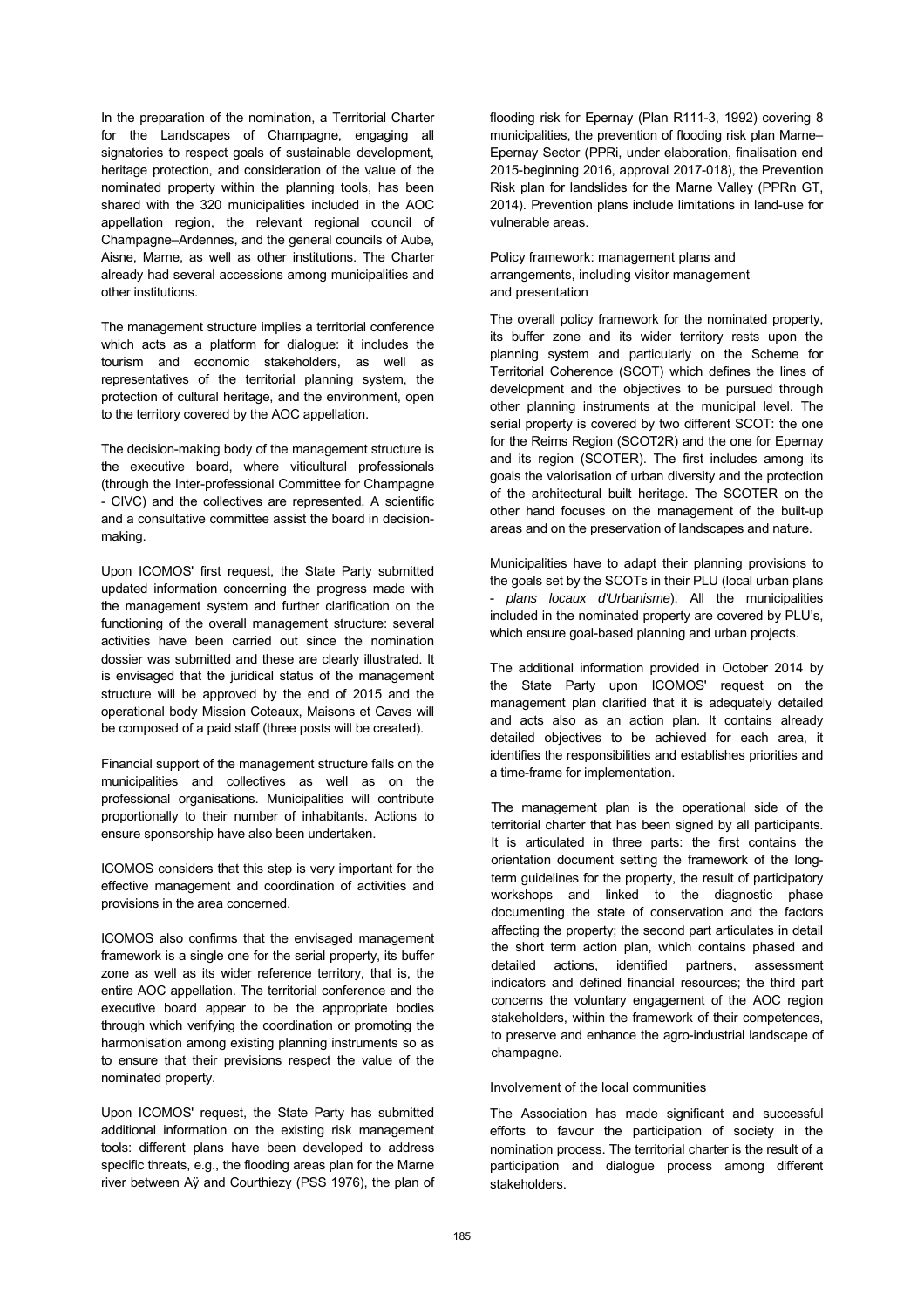In the preparation of the nomination, a Territorial Charter for the Landscapes of Champagne, engaging all signatories to respect goals of sustainable development, heritage protection, and consideration of the value of the nominated property within the planning tools, has been shared with the 320 municipalities included in the AOC appellation region, the relevant regional council of Champagne–Ardennes, and the general councils of Aube, Aisne, Marne, as well as other institutions. The Charter already had several accessions among municipalities and other institutions.

The management structure implies a territorial conference which acts as a platform for dialogue: it includes the tourism and economic stakeholders, as well as representatives of the territorial planning system, the protection of cultural heritage, and the environment, open to the territory covered by the AOC appellation.

The decision-making body of the management structure is the executive board, where viticultural professionals (through the Inter-professional Committee for Champagne - CIVC) and the collectives are represented. A scientific and a consultative committee assist the board in decision-making.

Upon ICOMOS' first request, the State Party submitted updated information concerning the progress made with the management system and further clarification on the functioning of the overall management structure: several activities have been carried out since the nomination dossier was submitted and these are clearly illustrated. It is envisaged that the juridical status of the management structure will be approved by the end of 2015 and the operational body Mission Coteaux, Maisons et Caves will be composed of a paid staff (three posts will be created).

Financial support of the management structure falls on the municipalities and collectives as well as on the professional organisations. Municipalities will contribute proportionally to their number of inhabitants. Actions to ensure sponsorship have also been undertaken.

ICOMOS considers that this step is very important for the effective management and coordination of activities and provisions in the area concerned.

ICOMOS also confirms that the envisaged management framework is a single one for the serial property, its buffer zone as well as its wider reference territory, that is, the entire AOC appellation. The territorial conference and the executive board appear to be the appropriate bodies through which verifying the coordination or promoting the harmonisation among existing planning instruments so as to ensure that their previsions respect the value of the nominated property.

Upon ICOMOS' request, the State Party has submitted additional information on the existing risk management tools: different plans have been developed to address specific threats, e.g., the flooding areas plan for the Marne river between Aÿ and Courthiezy (PSS 1976), the plan of flooding risk for Epernay (Plan R111-3, 1992) covering 8 municipalities, the prevention of flooding risk plan Marne–Epernay Sector (PPRi, under elaboration, finalisation end 2015-beginning 2016, approval 2017-018), the Prevention Risk plan for landslides for the Marne Valley (PPRn GT, 2014). Prevention plans include limitations in land-use for vulnerable areas.

Policy framework: management plans and arrangements, including visitor management and presentation

The overall policy framework for the nominated property, its buffer zone and its wider territory rests upon the planning system and particularly on the Scheme for Territorial Coherence (SCOT) which defines the lines of development and the objectives to be pursued through other planning instruments at the municipal level. The serial property is covered by two different SCOT: the one for the Reims Region (SCOT2R) and the one for Epernay and its region (SCOTER). The first includes among its goals the valorisation of urban diversity and the protection of the architectural built heritage. The SCOTER on the other hand focuses on the management of the built-up areas and on the preservation of landscapes and nature.

Municipalities have to adapt their planning provisions to the goals set by the SCOTs in their PLU (local urban plans - *plans locaux d'Urbanisme*). All the municipalities included in the nominated property are covered by PLU's, which ensure goal-based planning and urban projects.

The additional information provided in October 2014 by the State Party upon ICOMOS' request on the management plan clarified that it is adequately detailed and acts also as an action plan. It contains already detailed objectives to be achieved for each area, it identifies the responsibilities and establishes priorities and a time-frame for implementation.

The management plan is the operational side of the territorial charter that has been signed by all participants. It is articulated in three parts: the first contains the orientation document setting the framework of the long-term guidelines for the property, the result of participatory workshops and linked to the diagnostic phase documenting the state of conservation and the factors affecting the property; the second part articulates in detail the short term action plan, which contains phased and detailed actions, identified partners, assessment indicators and defined financial resources; the third part concerns the voluntary engagement of the AOC region stakeholders, within the framework of their competences, to preserve and enhance the agro-industrial landscape of champagne.

Involvement of the local communities

The Association has made significant and successful efforts to favour the participation of society in the nomination process. The territorial charter is the result of a participation and dialogue process among different stakeholders.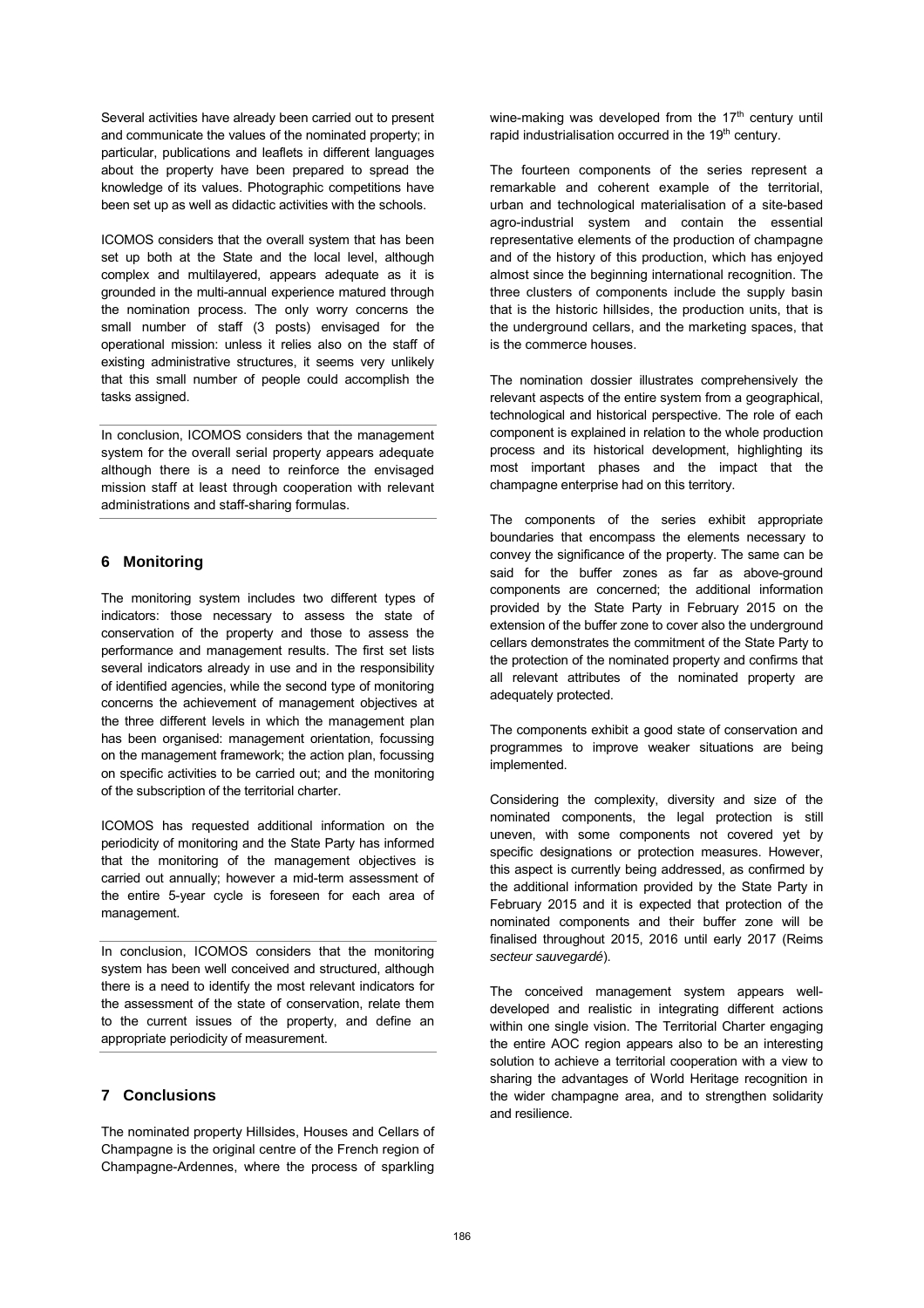Several activities have already been carried out to present and communicate the values of the nominated property; in particular, publications and leaflets in different languages about the property have been prepared to spread the knowledge of its values. Photographic competitions have been set up as well as didactic activities with the schools.

ICOMOS considers that the overall system that has been set up both at the State and the local level, although complex and multilayered, appears adequate as it is grounded in the multi-annual experience matured through the nomination process. The only worry concerns the small number of staff (3 posts) envisaged for the operational mission: unless it relies also on the staff of existing administrative structures, it seems very unlikely that this small number of people could accomplish the tasks assigned.

In conclusion, ICOMOS considers that the management system for the overall serial property appears adequate although there is a need to reinforce the envisaged mission staff at least through cooperation with relevant administrations and staff-sharing formulas.

## 6 Monitoring

The monitoring system includes two different types of indicators: those necessary to assess the state of conservation of the property and those to assess the performance and management results. The first set lists several indicators already in use and in the responsibility of identified agencies, while the second type of monitoring concerns the achievement of management objectives at the three different levels in which the management plan has been organised: management orientation, focussing on the management framework; the action plan, focussing on specific activities to be carried out; and the monitoring of the subscription of the territorial charter.

ICOMOS has requested additional information on the periodicity of monitoring and the State Party has informed that the monitoring of the management objectives is carried out annually; however a mid-term assessment of the entire 5-year cycle is foreseen for each area of management.

In conclusion, ICOMOS considers that the monitoring system has been well conceived and structured, although there is a need to identify the most relevant indicators for the assessment of the state of conservation, relate them to the current issues of the property, and define an appropriate periodicity of measurement.

## 7 Conclusions

The nominated property Hillsides, Houses and Cellars of Champagne is the original centre of the French region of Champagne-Ardennes, where the process of sparkling wine-making was developed from the 17th century until rapid industrialisation occurred in the 19th century.

The fourteen components of the series represent a remarkable and coherent example of the territorial, urban and technological materialisation of a site-based agro-industrial system and contain the essential representative elements of the production of champagne and of the history of this production, which has enjoyed almost since the beginning international recognition. The three clusters of components include the supply basin that is the historic hillsides, the production units, that is the underground cellars, and the marketing spaces, that is the commerce houses.

The nomination dossier illustrates comprehensively the relevant aspects of the entire system from a geographical, technological and historical perspective. The role of each component is explained in relation to the whole production process and its historical development, highlighting its most important phases and the impact that the champagne enterprise had on this territory.

The components of the series exhibit appropriate boundaries that encompass the elements necessary to convey the significance of the property. The same can be said for the buffer zones as far as above-ground components are concerned; the additional information provided by the State Party in February 2015 on the extension of the buffer zone to cover also the underground cellars demonstrates the commitment of the State Party to the protection of the nominated property and confirms that all relevant attributes of the nominated property are adequately protected.

The components exhibit a good state of conservation and programmes to improve weaker situations are being implemented.

Considering the complexity, diversity and size of the nominated components, the legal protection is still uneven, with some components not covered yet by specific designations or protection measures. However, this aspect is currently being addressed, as confirmed by the additional information provided by the State Party in February 2015 and it is expected that protection of the nominated components and their buffer zone will be finalised throughout 2015, 2016 until early 2017 (Reims *secteur sauvegardé*).

The conceived management system appears well-developed and realistic in integrating different actions within one single vision. The Territorial Charter engaging the entire AOC region appears also to be an interesting solution to achieve a territorial cooperation with a view to sharing the advantages of World Heritage recognition in the wider champagne area, and to strengthen solidarity and resilience.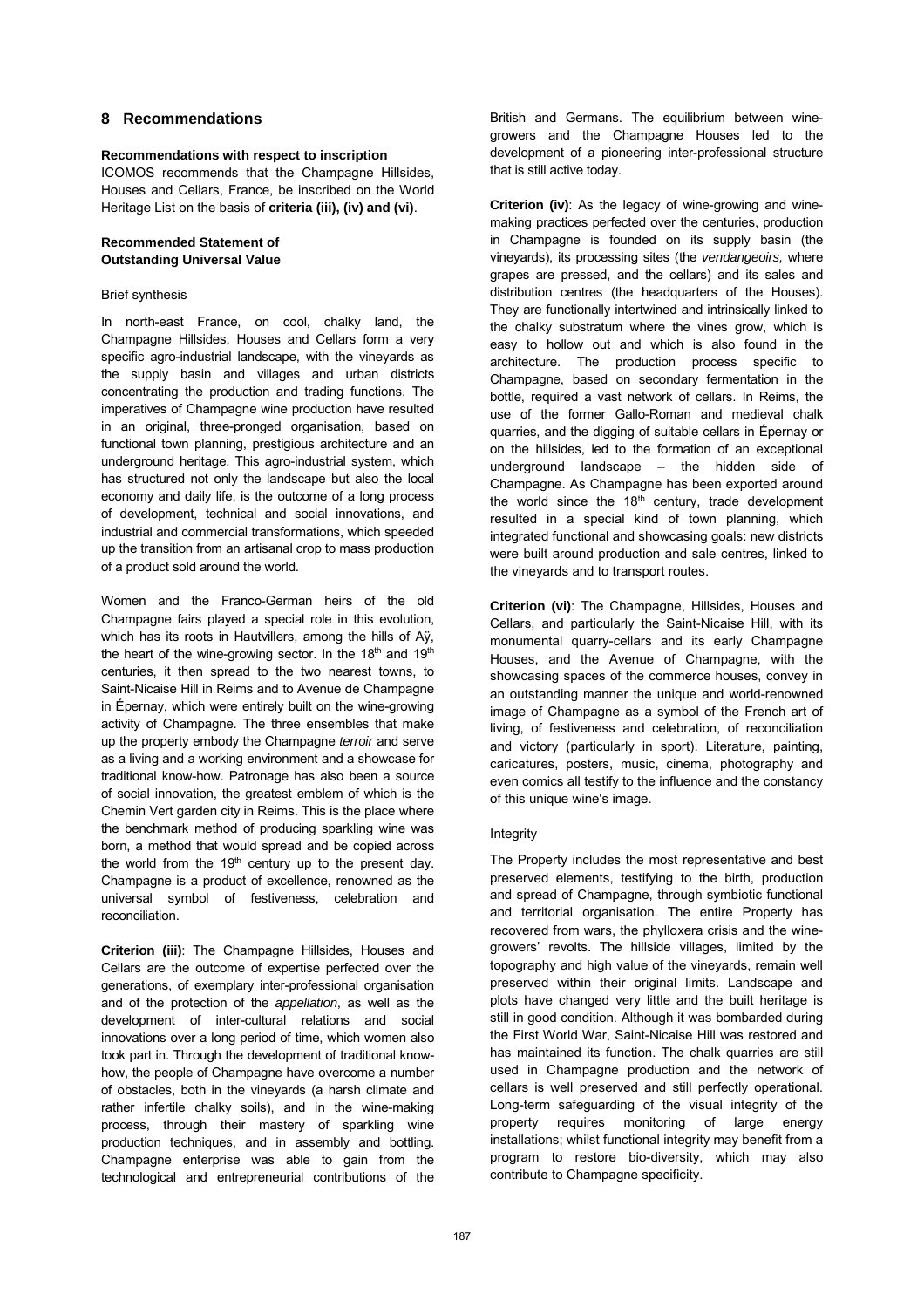## 8 Recommendations

**Recommendations with respect to inscription**

ICOMOS recommends that the Champagne Hillsides, Houses and Cellars, France, be inscribed on the World Heritage List on the basis of **criteria (iii), (iv) and (vi)**.

**Recommended Statement of Outstanding Universal Value**

Brief synthesis

In north-east France, on cool, chalky land, the Champagne Hillsides, Houses and Cellars form a very specific agro-industrial landscape, with the vineyards as the supply basin and villages and urban districts concentrating the production and trading functions. The imperatives of Champagne wine production have resulted in an original, three-pronged organisation, based on functional town planning, prestigious architecture and an underground heritage. This agro-industrial system, which has structured not only the landscape but also the local economy and daily life, is the outcome of a long process of development, technical and social innovations, and industrial and commercial transformations, which speeded up the transition from an artisanal crop to mass production of a product sold around the world.

Women and the Franco-German heirs of the old Champagne fairs played a special role in this evolution, which has its roots in Hautvillers, among the hills of Aÿ, the heart of the wine-growing sector. In the 18th and 19th centuries, it then spread to the two nearest towns, to Saint-Nicaise Hill in Reims and to Avenue de Champagne in Épernay, which were entirely built on the wine-growing activity of Champagne. The three ensembles that make up the property embody the Champagne *terroir* and serve as a living and a working environment and a showcase for traditional know-how. Patronage has also been a source of social innovation, the greatest emblem of which is the Chemin Vert garden city in Reims. This is the place where the benchmark method of producing sparkling wine was born, a method that would spread and be copied across the world from the 19th century up to the present day. Champagne is a product of excellence, renowned as the universal symbol of festiveness, celebration and reconciliation.

**Criterion (iii)**: The Champagne Hillsides, Houses and Cellars are the outcome of expertise perfected over the generations, of exemplary inter-professional organisation and of the protection of the *appellation*, as well as the development of inter-cultural relations and social innovations over a long period of time, which women also took part in. Through the development of traditional know-how, the people of Champagne have overcome a number of obstacles, both in the vineyards (a harsh climate and rather infertile chalky soils), and in the wine-making process, through their mastery of sparkling wine production techniques, and in assembly and bottling. Champagne enterprise was able to gain from the technological and entrepreneurial contributions of the British and Germans. The equilibrium between wine-growers and the Champagne Houses led to the development of a pioneering inter-professional structure that is still active today.

**Criterion (iv)**: As the legacy of wine-growing and wine-making practices perfected over the centuries, production in Champagne is founded on its supply basin (the vineyards), its processing sites (the *vendangeoirs,* where grapes are pressed, and the cellars) and its sales and distribution centres (the headquarters of the Houses). They are functionally intertwined and intrinsically linked to the chalky substratum where the vines grow, which is easy to hollow out and which is also found in the architecture. The production process specific to Champagne, based on secondary fermentation in the bottle, required a vast network of cellars. In Reims, the use of the former Gallo-Roman and medieval chalk quarries, and the digging of suitable cellars in Épernay or on the hillsides, led to the formation of an exceptional underground landscape – the hidden side of Champagne. As Champagne has been exported around the world since the 18th century, trade development resulted in a special kind of town planning, which integrated functional and showcasing goals: new districts were built around production and sale centres, linked to the vineyards and to transport routes.

**Criterion (vi)**: The Champagne, Hillsides, Houses and Cellars, and particularly the Saint-Nicaise Hill, with its monumental quarry-cellars and its early Champagne Houses, and the Avenue of Champagne, with the showcasing spaces of the commerce houses, convey in an outstanding manner the unique and world-renowned image of Champagne as a symbol of the French art of living, of festiveness and celebration, of reconciliation and victory (particularly in sport). Literature, painting, caricatures, posters, music, cinema, photography and even comics all testify to the influence and the constancy of this unique wine's image.

Integrity

The Property includes the most representative and best preserved elements, testifying to the birth, production and spread of Champagne, through symbiotic functional and territorial organisation. The entire Property has recovered from wars, the phylloxera crisis and the wine-growers' revolts. The hillside villages, limited by the topography and high value of the vineyards, remain well preserved within their original limits. Landscape and plots have changed very little and the built heritage is still in good condition. Although it was bombarded during the First World War, Saint-Nicaise Hill was restored and has maintained its function. The chalk quarries are still used in Champagne production and the network of cellars is well preserved and still perfectly operational. Long-term safeguarding of the visual integrity of the property requires monitoring of large energy installations; whilst functional integrity may benefit from a program to restore bio-diversity, which may also contribute to Champagne specificity.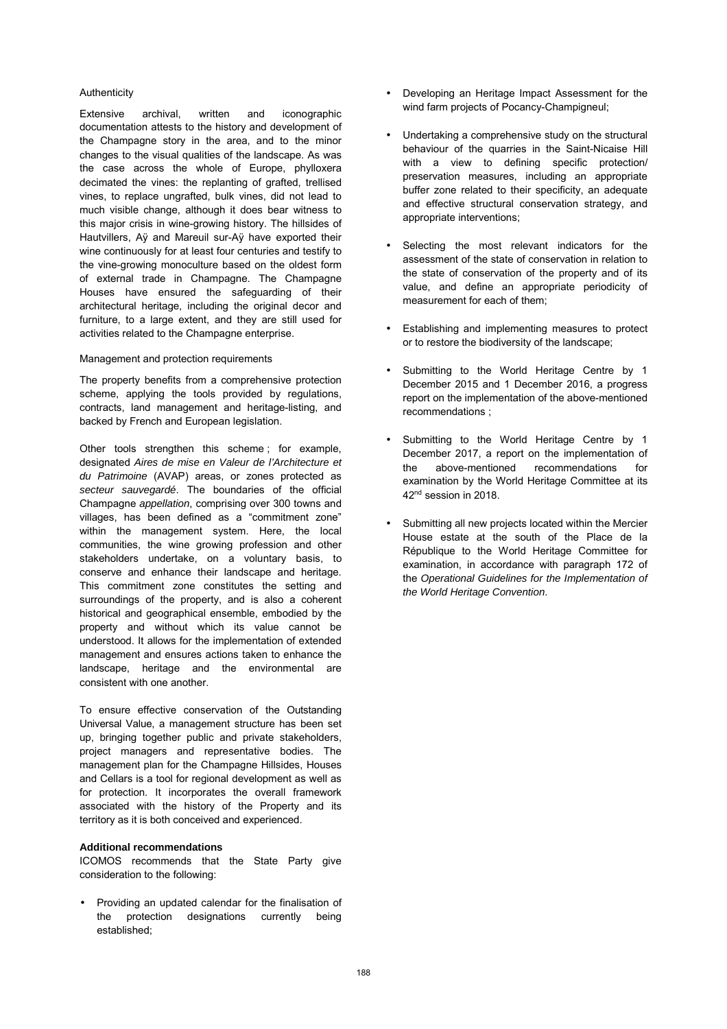Authenticity

Extensive archival, written and iconographic documentation attests to the history and development of the Champagne story in the area, and to the minor changes to the visual qualities of the landscape. As was the case across the whole of Europe, phylloxera decimated the vines: the replanting of grafted, trellised vines, to replace ungrafted, bulk vines, did not lead to much visible change, although it does bear witness to this major crisis in wine-growing history. The hillsides of Hautvillers, Aÿ and Mareuil sur-Aÿ have exported their wine continuously for at least four centuries and testify to the vine-growing monoculture based on the oldest form of external trade in Champagne. The Champagne Houses have ensured the safeguarding of their architectural heritage, including the original decor and furniture, to a large extent, and they are still used for activities related to the Champagne enterprise.

Management and protection requirements

The property benefits from a comprehensive protection scheme, applying the tools provided by regulations, contracts, land management and heritage-listing, and backed by French and European legislation.

Other tools strengthen this scheme ; for example, designated *Aires de mise en Valeur de l'Architecture et du Patrimoine* (AVAP) areas, or zones protected as *secteur sauvegardé*. The boundaries of the official Champagne *appellation*, comprising over 300 towns and villages, has been defined as a "commitment zone" within the management system. Here, the local communities, the wine growing profession and other stakeholders undertake, on a voluntary basis, to conserve and enhance their landscape and heritage. This commitment zone constitutes the setting and surroundings of the property, and is also a coherent historical and geographical ensemble, embodied by the property and without which its value cannot be understood. It allows for the implementation of extended management and ensures actions taken to enhance the landscape, heritage and the environmental are consistent with one another.

To ensure effective conservation of the Outstanding Universal Value, a management structure has been set up, bringing together public and private stakeholders, project managers and representative bodies. The management plan for the Champagne Hillsides, Houses and Cellars is a tool for regional development as well as for protection. It incorporates the overall framework associated with the history of the Property and its territory as it is both conceived and experienced.

**Additional recommendations**

ICOMOS recommends that the State Party give consideration to the following:

- Providing an updated calendar for the finalisation of the protection designations currently being established;
- Developing an Heritage Impact Assessment for the wind farm projects of Pocancy-Champigneul;
- Undertaking a comprehensive study on the structural behaviour of the quarries in the Saint-Nicaise Hill with a view to defining specific protection/ preservation measures, including an appropriate buffer zone related to their specificity, an adequate and effective structural conservation strategy, and appropriate interventions;
- Selecting the most relevant indicators for the assessment of the state of conservation in relation to the state of conservation of the property and of its value, and define an appropriate periodicity of measurement for each of them;
- Establishing and implementing measures to protect or to restore the biodiversity of the landscape;
- Submitting to the World Heritage Centre by 1 December 2015 and 1 December 2016, a progress report on the implementation of the above-mentioned recommendations ;
- Submitting to the World Heritage Centre by 1 December 2017, a report on the implementation of the above-mentioned recommendations for examination by the World Heritage Committee at its 42nd session in 2018.
- Submitting all new projects located within the Mercier House estate at the south of the Place de la République to the World Heritage Committee for examination, in accordance with paragraph 172 of the *Operational Guidelines for the Implementation of the World Heritage Convention*.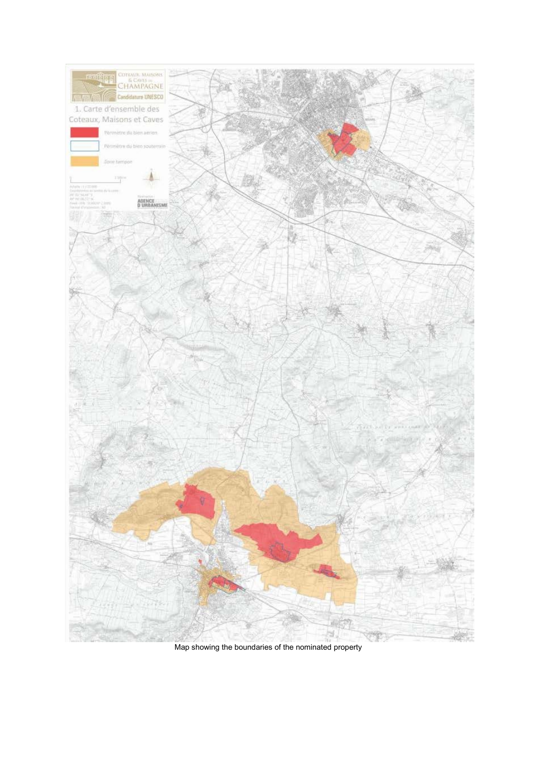Map showing the boundaries of the nominated property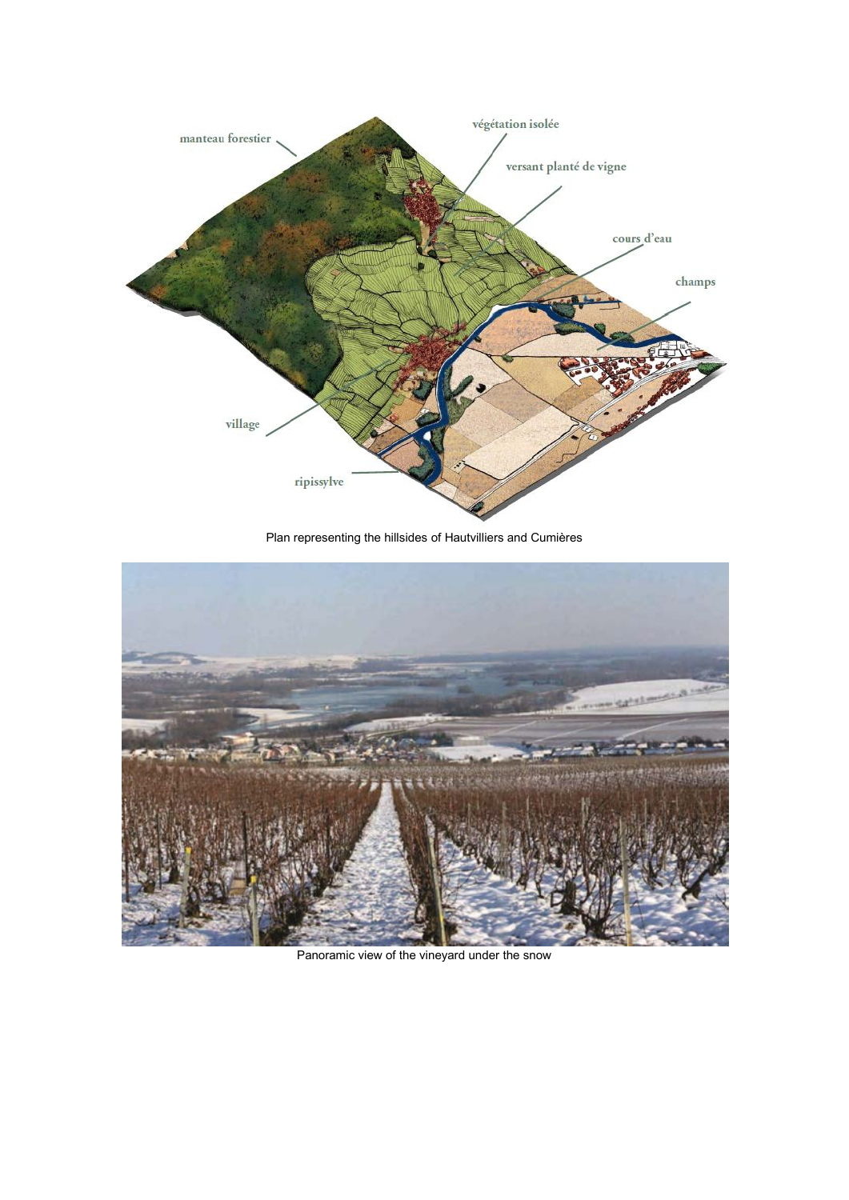Plan representing the hillsides of Hautvilliers and Cumières

Panoramic view of the vineyard under the snow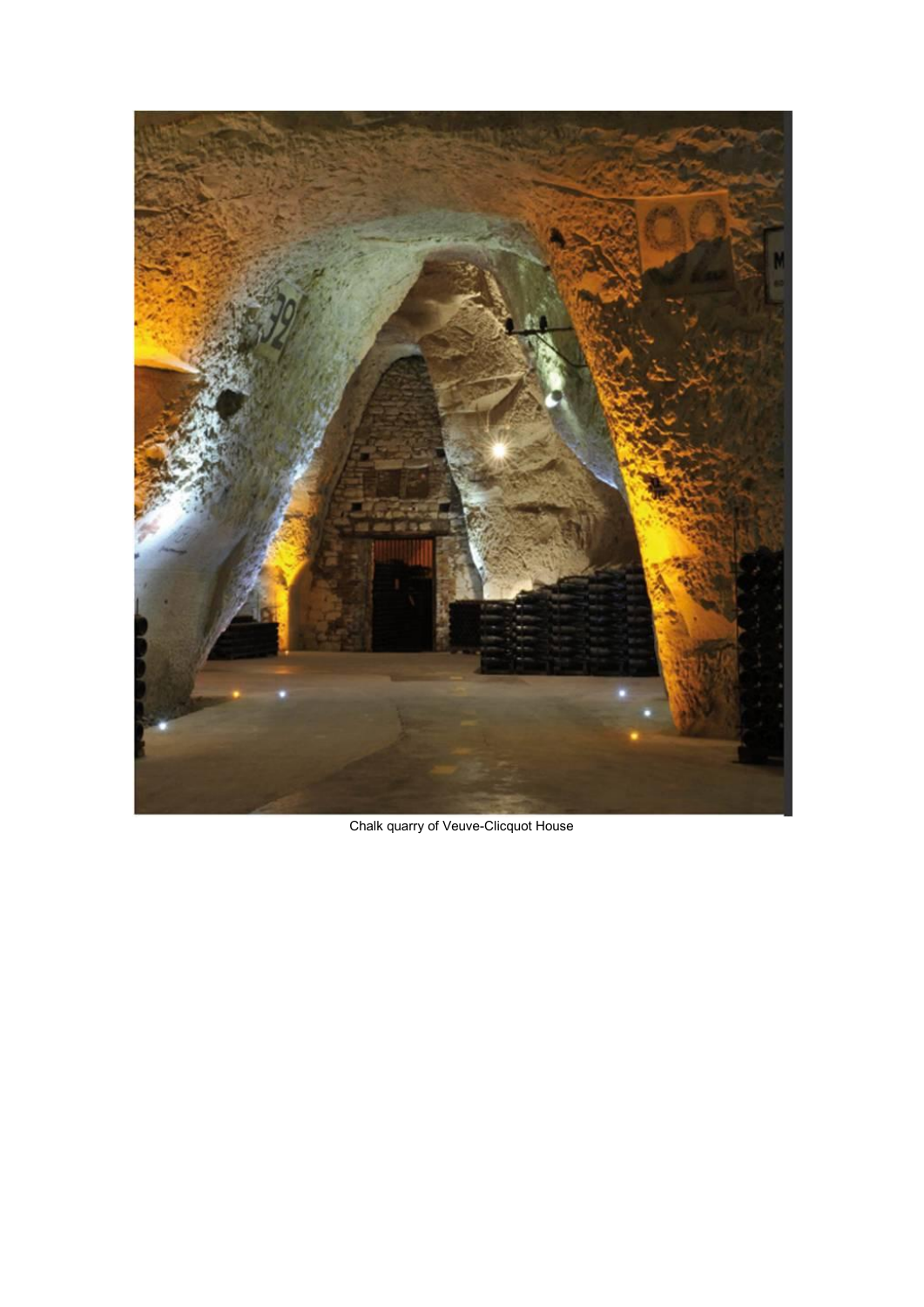Chalk quarry of Veuve-Clicquot House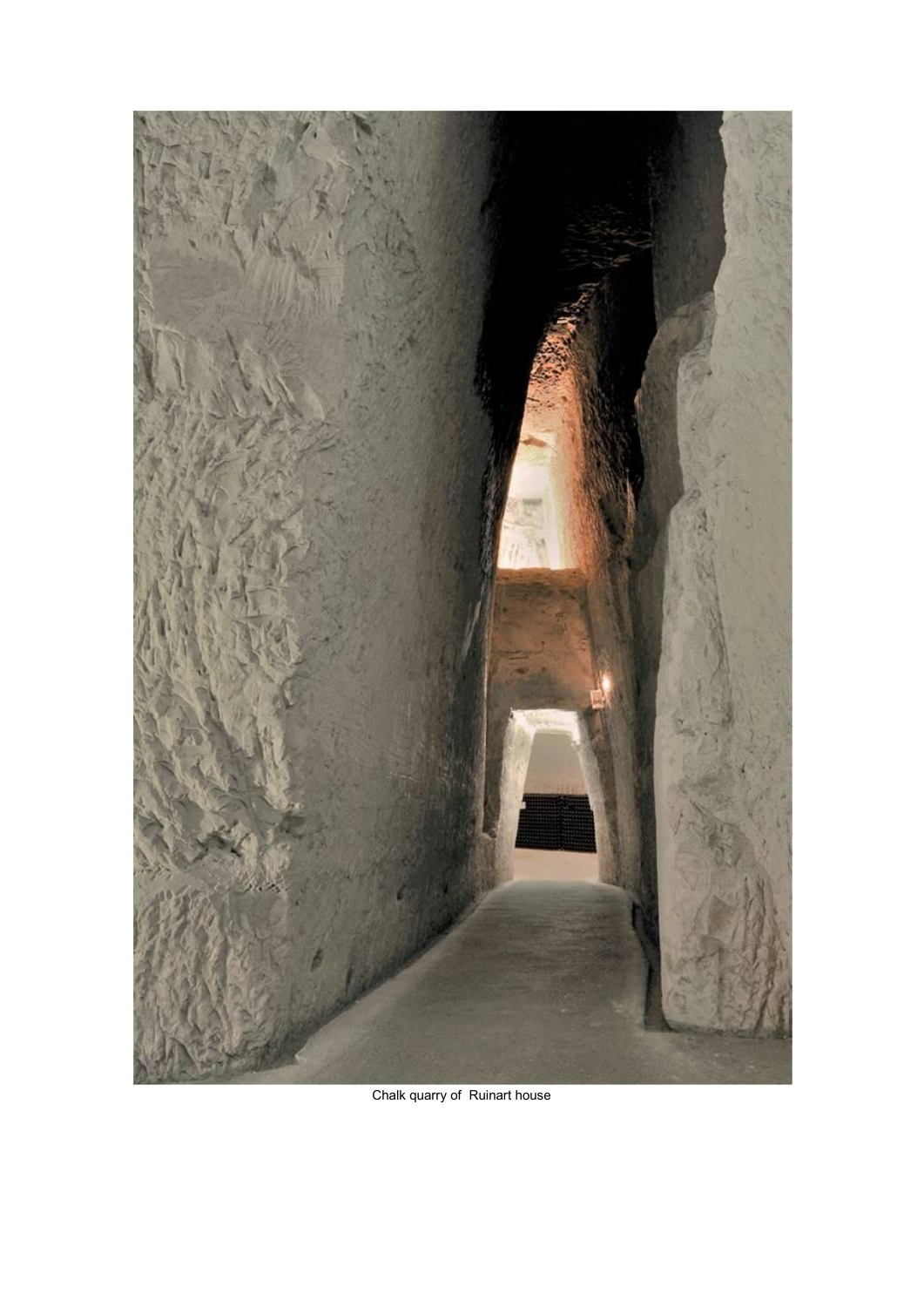Chalk quarry of Ruinart house